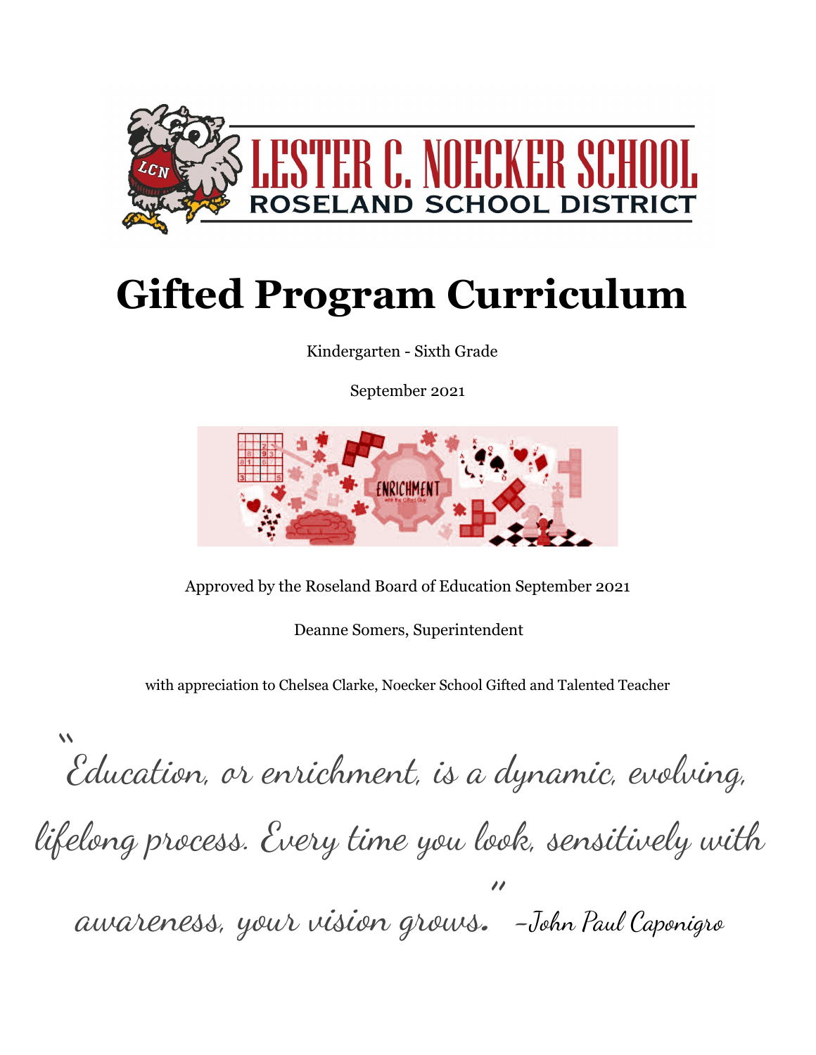LESTER C. NOECKER SCHOOL

ROSELAND SCHOOL DISTRICT

# Gifted Program Curriculum

Kindergarten - Sixth Grade

September 2021

Approved by the Roseland Board of Education September 2021

Deanne Somers, Superintendent

with appreciation to Chelsea Clarke, Noecker School Gifted and Talented Teacher

*"Education, or enrichment, is a dynamic, evolving, lifelong process. Every time you look, sensitively with awareness, your vision grows." –John Paul Caponigro*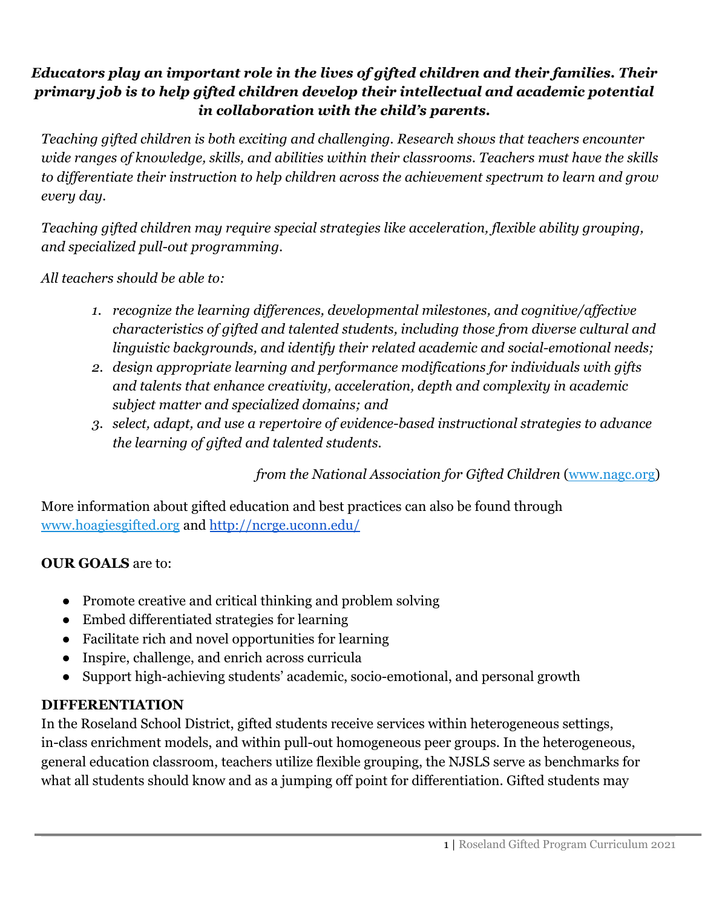***Educators play an important role in the lives of gifted children and their families. Their primary job is to help gifted children develop their intellectual and academic potential in collaboration with the child's parents.***

*Teaching gifted children is both exciting and challenging. Research shows that teachers encounter wide ranges of knowledge, skills, and abilities within their classrooms. Teachers must have the skills to differentiate their instruction to help children across the achievement spectrum to learn and grow every day.*

*Teaching gifted children may require special strategies like acceleration, flexible ability grouping, and specialized pull-out programming.*

*All teachers should be able to:*

1. *recognize the learning differences, developmental milestones, and cognitive/affective characteristics of gifted and talented students, including those from diverse cultural and linguistic backgrounds, and identify their related academic and social-emotional needs;*
2. *design appropriate learning and performance modifications for individuals with gifts and talents that enhance creativity, acceleration, depth and complexity in academic subject matter and specialized domains; and*
3. *select, adapt, and use a repertoire of evidence-based instructional strategies to advance the learning of gifted and talented students.*

*from the National Association for Gifted Children* (www.nagc.org)

More information about gifted education and best practices can also be found through www.hoagiesgifted.org and http://ncrge.uconn.edu/

**OUR GOALS** are to:

- Promote creative and critical thinking and problem solving
- Embed differentiated strategies for learning
- Facilitate rich and novel opportunities for learning
- Inspire, challenge, and enrich across curricula
- Support high-achieving students' academic, socio-emotional, and personal growth

**DIFFERENTIATION**

In the Roseland School District, gifted students receive services within heterogeneous settings, in-class enrichment models, and within pull-out homogeneous peer groups. In the heterogeneous, general education classroom, teachers utilize flexible grouping, the NJSLS serve as benchmarks for what all students should know and as a jumping off point for differentiation. Gifted students may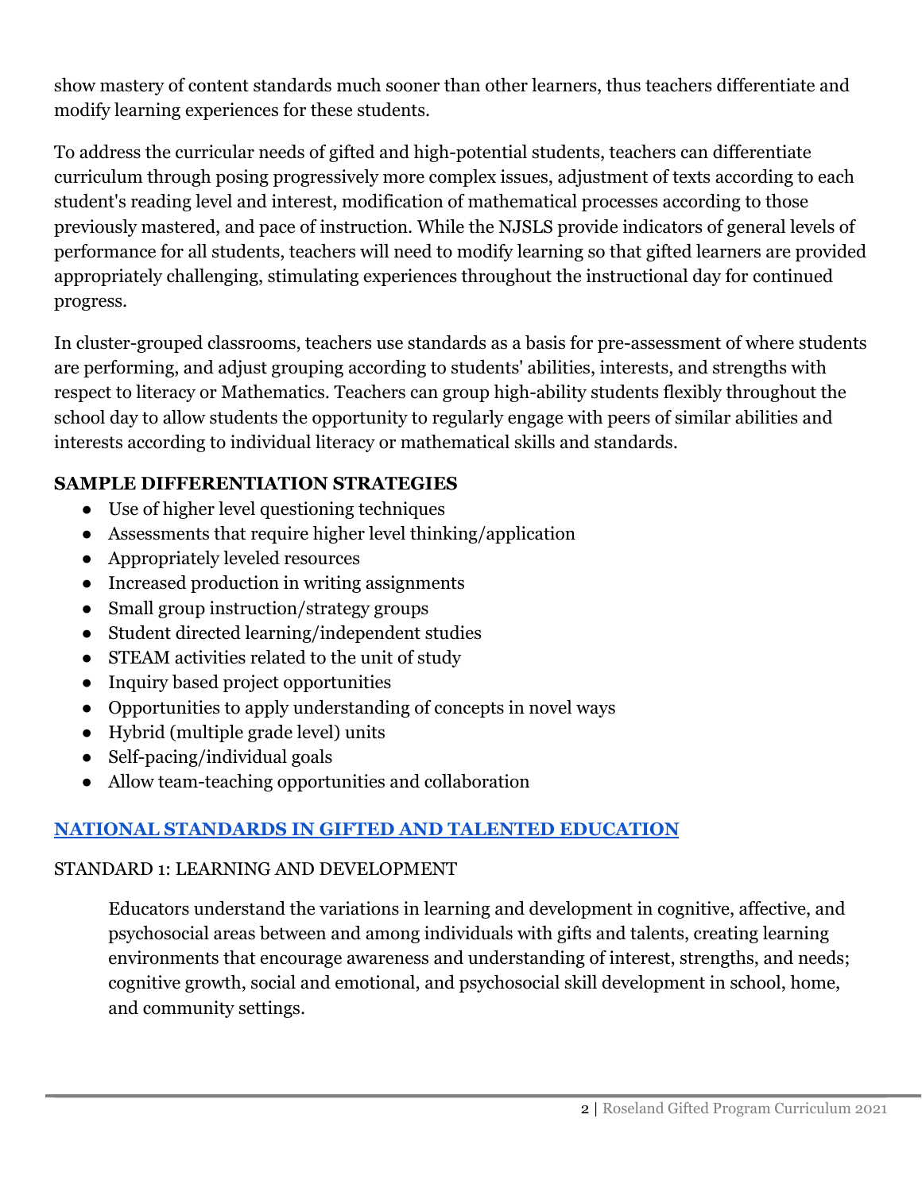show mastery of content standards much sooner than other learners, thus teachers differentiate and modify learning experiences for these students.

To address the curricular needs of gifted and high-potential students, teachers can differentiate curriculum through posing progressively more complex issues, adjustment of texts according to each student's reading level and interest, modification of mathematical processes according to those previously mastered, and pace of instruction. While the NJSLS provide indicators of general levels of performance for all students, teachers will need to modify learning so that gifted learners are provided appropriately challenging, stimulating experiences throughout the instructional day for continued progress.

In cluster-grouped classrooms, teachers use standards as a basis for pre-assessment of where students are performing, and adjust grouping according to students' abilities, interests, and strengths with respect to literacy or Mathematics. Teachers can group high-ability students flexibly throughout the school day to allow students the opportunity to regularly engage with peers of similar abilities and interests according to individual literacy or mathematical skills and standards.

**SAMPLE DIFFERENTIATION STRATEGIES**

- Use of higher level questioning techniques
- Assessments that require higher level thinking/application
- Appropriately leveled resources
- Increased production in writing assignments
- Small group instruction/strategy groups
- Student directed learning/independent studies
- STEAM activities related to the unit of study
- Inquiry based project opportunities
- Opportunities to apply understanding of concepts in novel ways
- Hybrid (multiple grade level) units
- Self-pacing/individual goals
- Allow team-teaching opportunities and collaboration

## NATIONAL STANDARDS IN GIFTED AND TALENTED EDUCATION

STANDARD 1: LEARNING AND DEVELOPMENT

> Educators understand the variations in learning and development in cognitive, affective, and psychosocial areas between and among individuals with gifts and talents, creating learning environments that encourage awareness and understanding of interest, strengths, and needs; cognitive growth, social and emotional, and psychosocial skill development in school, home, and community settings.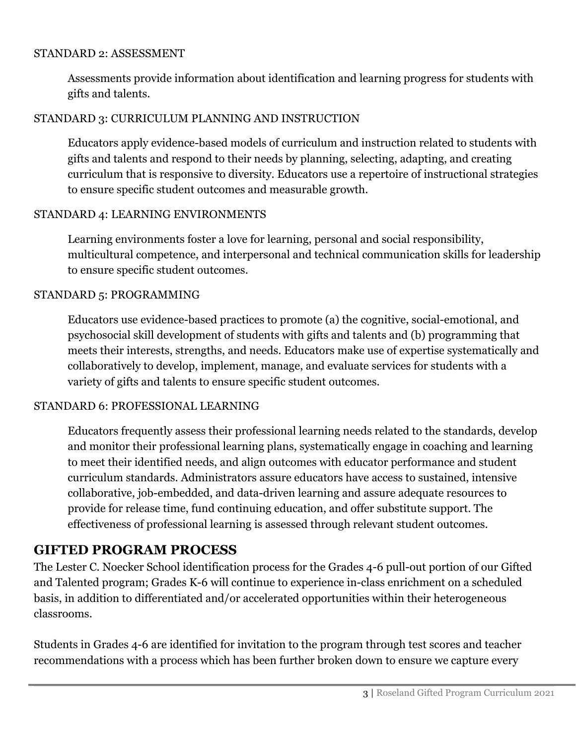STANDARD 2: ASSESSMENT

Assessments provide information about identification and learning progress for students with gifts and talents.

STANDARD 3: CURRICULUM PLANNING AND INSTRUCTION

Educators apply evidence-based models of curriculum and instruction related to students with gifts and talents and respond to their needs by planning, selecting, adapting, and creating curriculum that is responsive to diversity. Educators use a repertoire of instructional strategies to ensure specific student outcomes and measurable growth.

STANDARD 4: LEARNING ENVIRONMENTS

Learning environments foster a love for learning, personal and social responsibility, multicultural competence, and interpersonal and technical communication skills for leadership to ensure specific student outcomes.

STANDARD 5: PROGRAMMING

Educators use evidence-based practices to promote (a) the cognitive, social-emotional, and psychosocial skill development of students with gifts and talents and (b) programming that meets their interests, strengths, and needs. Educators make use of expertise systematically and collaboratively to develop, implement, manage, and evaluate services for students with a variety of gifts and talents to ensure specific student outcomes.

STANDARD 6: PROFESSIONAL LEARNING

Educators frequently assess their professional learning needs related to the standards, develop and monitor their professional learning plans, systematically engage in coaching and learning to meet their identified needs, and align outcomes with educator performance and student curriculum standards. Administrators assure educators have access to sustained, intensive collaborative, job-embedded, and data-driven learning and assure adequate resources to provide for release time, fund continuing education, and offer substitute support. The effectiveness of professional learning is assessed through relevant student outcomes.

## GIFTED PROGRAM PROCESS

The Lester C. Noecker School identification process for the Grades 4-6 pull-out portion of our Gifted and Talented program; Grades K-6 will continue to experience in-class enrichment on a scheduled basis, in addition to differentiated and/or accelerated opportunities within their heterogeneous classrooms.

Students in Grades 4-6 are identified for invitation to the program through test scores and teacher recommendations with a process which has been further broken down to ensure we capture every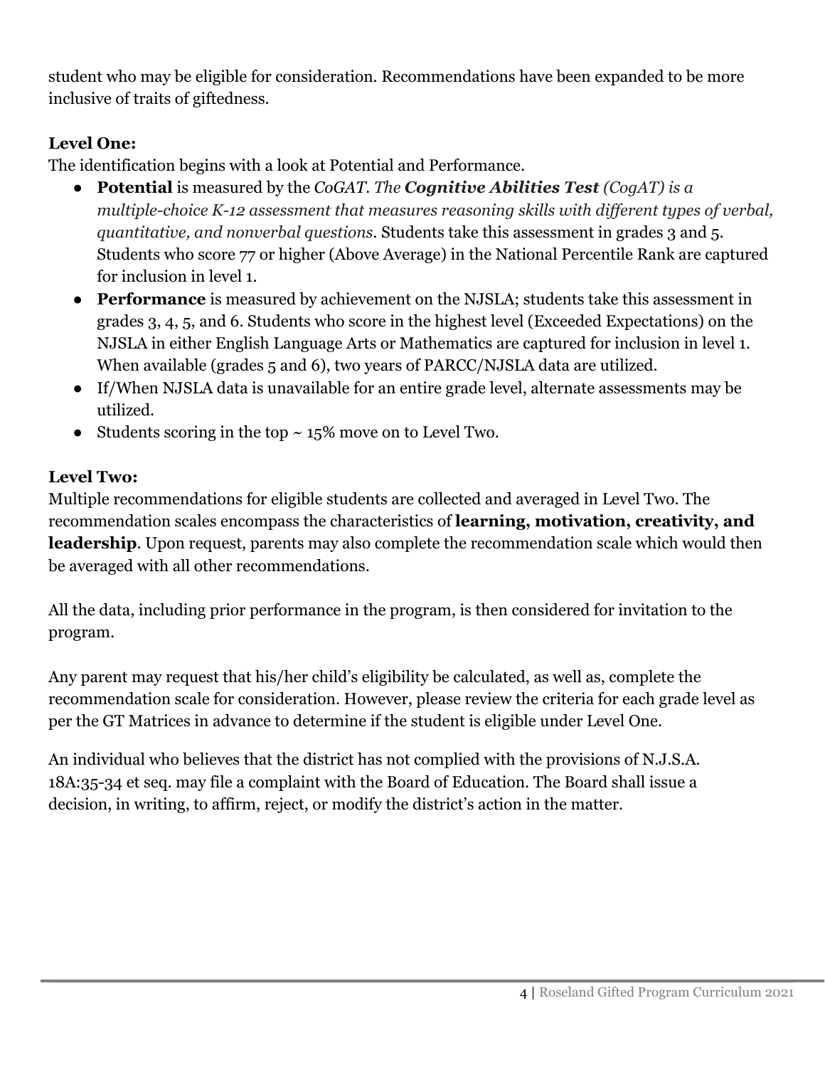student who may be eligible for consideration. Recommendations have been expanded to be more inclusive of traits of giftedness.

**Level One:**

The identification begins with a look at Potential and Performance.

- **Potential** is measured by the *CoGAT*. *The **Cognitive Abilities Test** (CogAT) is a multiple-choice K-12 assessment that measures reasoning skills with different types of verbal, quantitative, and nonverbal questions*. Students take this assessment in grades 3 and 5. Students who score 77 or higher (Above Average) in the National Percentile Rank are captured for inclusion in level 1.
- **Performance** is measured by achievement on the NJSLA; students take this assessment in grades 3, 4, 5, and 6. Students who score in the highest level (Exceeded Expectations) on the NJSLA in either English Language Arts or Mathematics are captured for inclusion in level 1. When available (grades 5 and 6), two years of PARCC/NJSLA data are utilized.
- If/When NJSLA data is unavailable for an entire grade level, alternate assessments may be utilized.
- Students scoring in the top ~ 15% move on to Level Two.

**Level Two:**

Multiple recommendations for eligible students are collected and averaged in Level Two. The recommendation scales encompass the characteristics of **learning, motivation, creativity, and leadership**. Upon request, parents may also complete the recommendation scale which would then be averaged with all other recommendations.

All the data, including prior performance in the program, is then considered for invitation to the program.

Any parent may request that his/her child's eligibility be calculated, as well as, complete the recommendation scale for consideration. However, please review the criteria for each grade level as per the GT Matrices in advance to determine if the student is eligible under Level One.

An individual who believes that the district has not complied with the provisions of N.J.S.A. 18A:35-34 et seq. may file a complaint with the Board of Education. The Board shall issue a decision, in writing, to affirm, reject, or modify the district's action in the matter.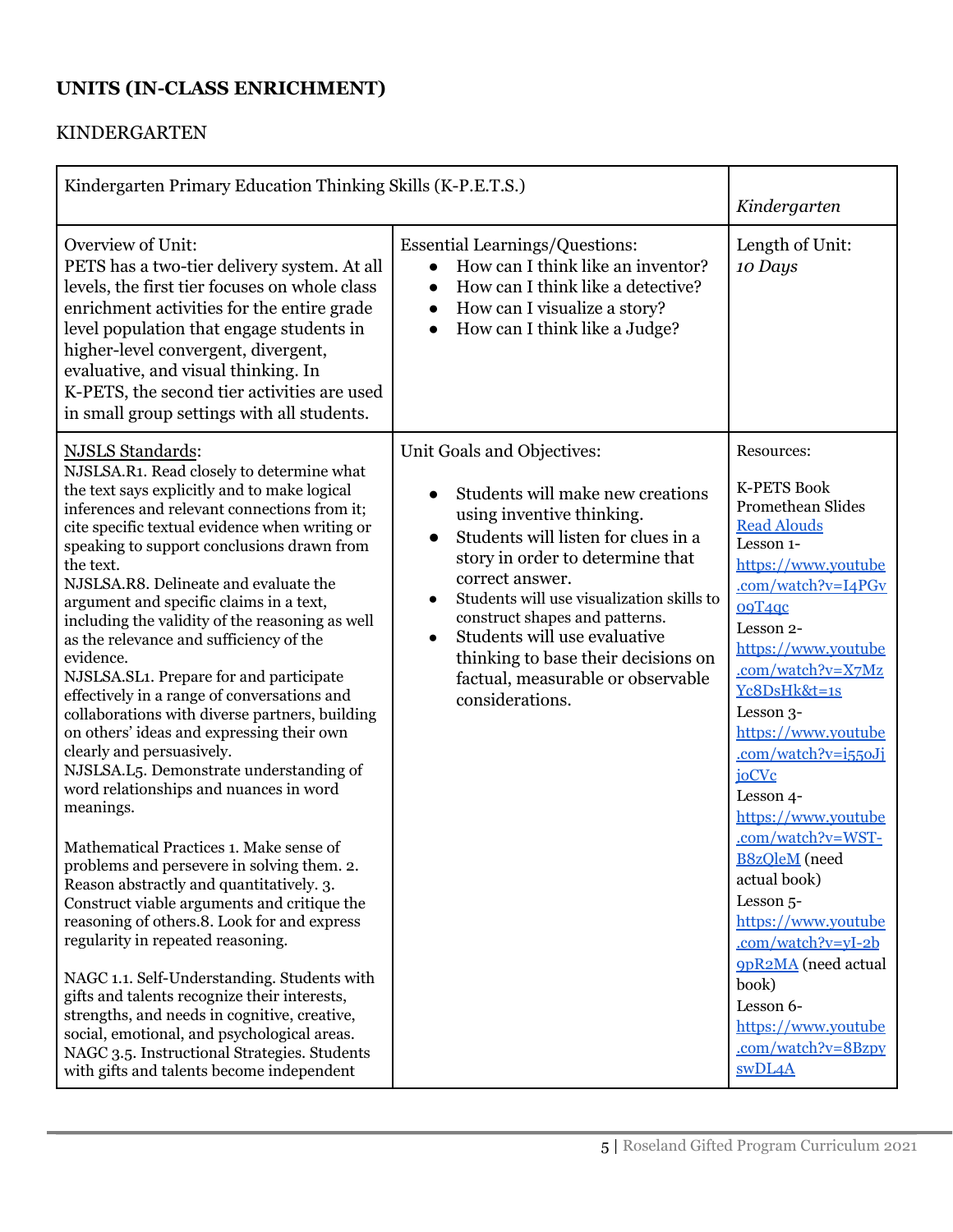## UNITS (IN-CLASS ENRICHMENT)

KINDERGARTEN

| Kindergarten Primary Education Thinking Skills (K-P.E.T.S.) | | *Kindergarten* |
|---|---|---|
| Overview of Unit:<br>PETS has a two-tier delivery system. At all levels, the first tier focuses on whole class enrichment activities for the entire grade level population that engage students in higher-level convergent, divergent, evaluative, and visual thinking. In K-PETS, the second tier activities are used in small group settings with all students. | Essential Learnings/Questions:<br>• How can I think like an inventor?<br>• How can I think like a detective?<br>• How can I visualize a story?<br>• How can I think like a Judge? | Length of Unit:<br>*10 Days* |
| NJSLS Standards:<br>NJSLSA.R1. Read closely to determine what the text says explicitly and to make logical inferences and relevant connections from it; cite specific textual evidence when writing or speaking to support conclusions drawn from the text.<br>NJSLSA.R8. Delineate and evaluate the argument and specific claims in a text, including the validity of the reasoning as well as the relevance and sufficiency of the evidence.<br>NJSLSA.SL1. Prepare for and participate effectively in a range of conversations and collaborations with diverse partners, building on others' ideas and expressing their own clearly and persuasively.<br>NJSLSA.L5. Demonstrate understanding of word relationships and nuances in word meanings.<br><br>Mathematical Practices 1. Make sense of problems and persevere in solving them. 2. Reason abstractly and quantitatively. 3. Construct viable arguments and critique the reasoning of others.8. Look for and express regularity in repeated reasoning.<br><br>NAGC 1.1. Self-Understanding. Students with gifts and talents recognize their interests, strengths, and needs in cognitive, creative, social, emotional, and psychological areas.<br>NAGC 3.5. Instructional Strategies. Students with gifts and talents become independent | Unit Goals and Objectives:<br>• Students will make new creations using inventive thinking.<br>• Students will listen for clues in a story in order to determine that correct answer.<br>• Students will use visualization skills to construct shapes and patterns.<br>• Students will use evaluative thinking to base their decisions on factual, measurable or observable considerations. | Resources:<br><br>K-PETS Book<br>Promethean Slides<br>Read Alouds<br>Lesson 1- https://www.youtube.com/watch?v=I4PGvo9T4qc<br>Lesson 2- https://www.youtube.com/watch?v=X7MzYc8DsHk&t=1s<br>Lesson 3- https://www.youtube.com/watch?v=i55oJjjoCVc<br>Lesson 4- https://www.youtube.com/watch?v=WST-B8zQleM (need actual book)<br>Lesson 5- https://www.youtube.com/watch?v=yI-2b9pR2MA (need actual book)<br>Lesson 6- https://www.youtube.com/watch?v=8BzpyswDL4A |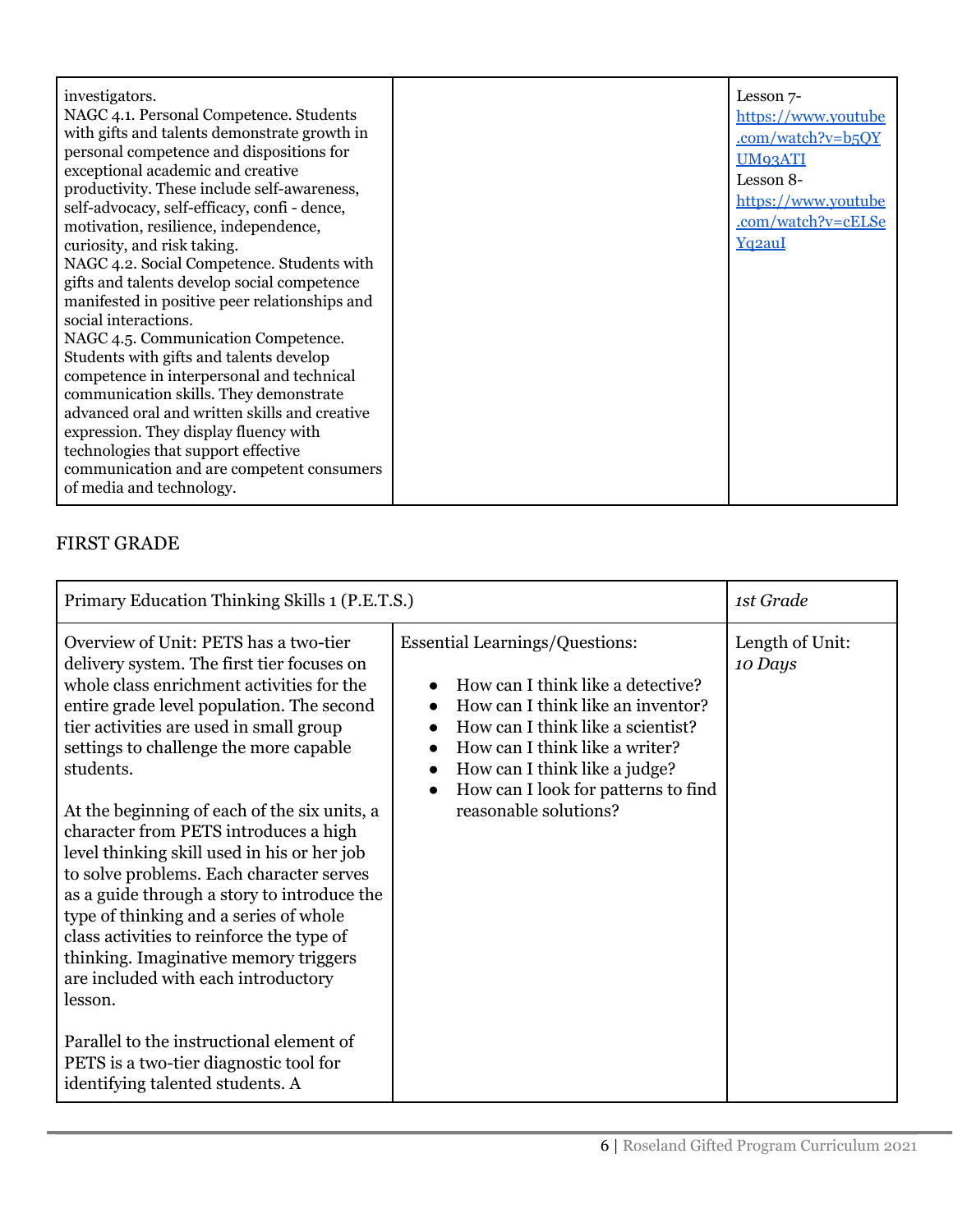| | | |
|---|---|---|
| investigators.<br>NAGC 4.1. Personal Competence. Students with gifts and talents demonstrate growth in personal competence and dispositions for exceptional academic and creative productivity. These include self-awareness, self-advocacy, self-efficacy, confi - dence, motivation, resilience, independence, curiosity, and risk taking.<br>NAGC 4.2. Social Competence. Students with gifts and talents develop social competence manifested in positive peer relationships and social interactions.<br>NAGC 4.5. Communication Competence. Students with gifts and talents develop competence in interpersonal and technical communication skills. They demonstrate advanced oral and written skills and creative expression. They display fluency with technologies that support effective communication and are competent consumers of media and technology. | | Lesson 7- https://www.youtube.com/watch?v=b5QYUM93ATI<br>Lesson 8- https://www.youtube.com/watch?v=cELSeYq2auI |

## FIRST GRADE

| Primary Education Thinking Skills 1 (P.E.T.S.) | | *1st Grade* |
|---|---|---|
| Overview of Unit: PETS has a two-tier delivery system. The first tier focuses on whole class enrichment activities for the entire grade level population. The second tier activities are used in small group settings to challenge the more capable students.<br><br>At the beginning of each of the six units, a character from PETS introduces a high level thinking skill used in his or her job to solve problems. Each character serves as a guide through a story to introduce the type of thinking and a series of whole class activities to reinforce the type of thinking. Imaginative memory triggers are included with each introductory lesson.<br><br>Parallel to the instructional element of PETS is a two-tier diagnostic tool for identifying talented students. A | Essential Learnings/Questions:<br>• How can I think like a detective?<br>• How can I think like an inventor?<br>• How can I think like a scientist?<br>• How can I think like a writer?<br>• How can I think like a judge?<br>• How can I look for patterns to find reasonable solutions? | Length of Unit: *10 Days* |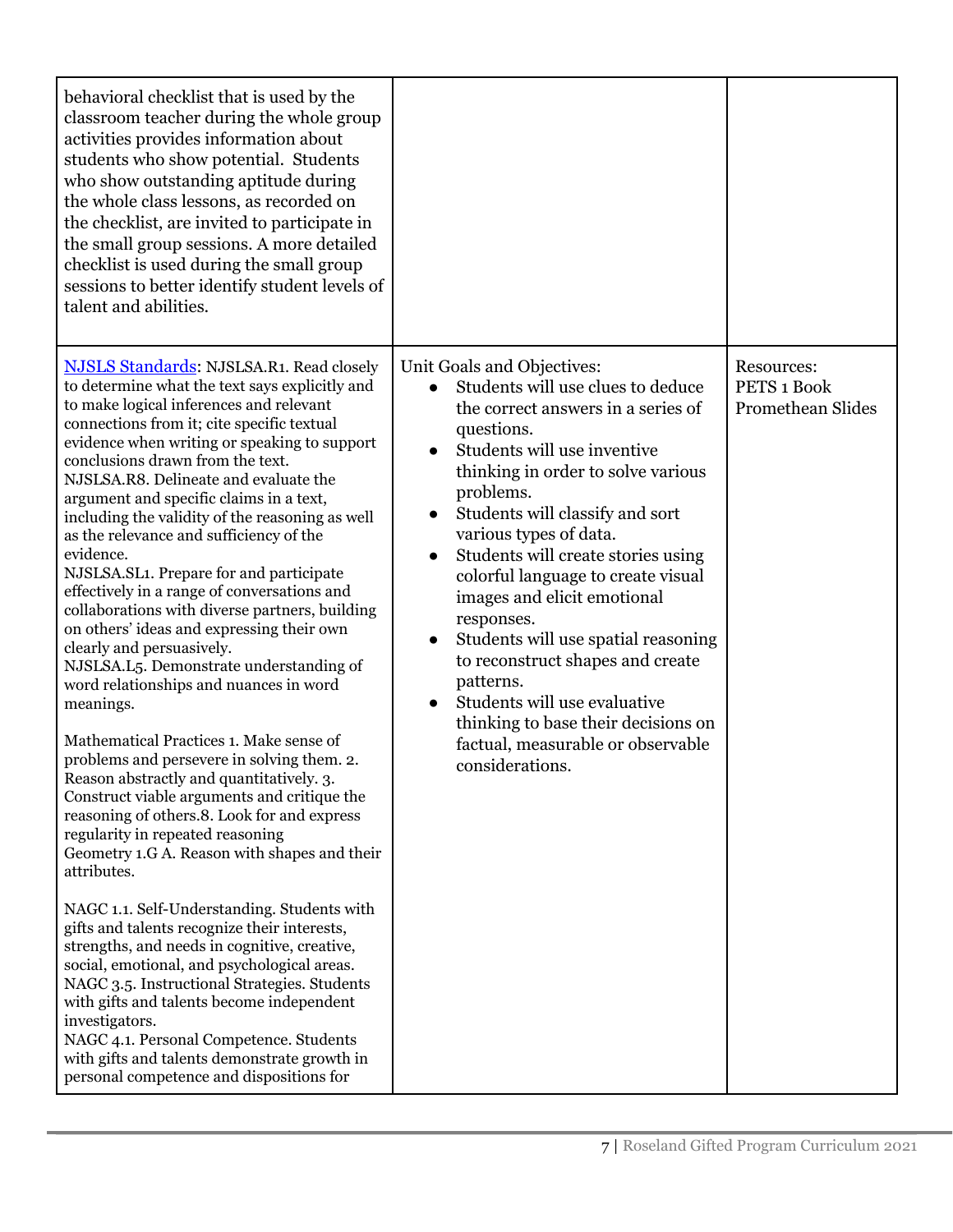| | | |
|---|---|---|
| behavioral checklist that is used by the classroom teacher during the whole group activities provides information about students who show potential. Students who show outstanding aptitude during the whole class lessons, as recorded on the checklist, are invited to participate in the small group sessions. A more detailed checklist is used during the small group sessions to better identify student levels of talent and abilities. | | |
| [NJSLS Standards](#): NJSLSA.R1. Read closely to determine what the text says explicitly and to make logical inferences and relevant connections from it; cite specific textual evidence when writing or speaking to support conclusions drawn from the text.<br>NJSLSA.R8. Delineate and evaluate the argument and specific claims in a text, including the validity of the reasoning as well as the relevance and sufficiency of the evidence.<br>NJSLSA.SL1. Prepare for and participate effectively in a range of conversations and collaborations with diverse partners, building on others' ideas and expressing their own clearly and persuasively.<br>NJSLSA.L5. Demonstrate understanding of word relationships and nuances in word meanings.<br><br>Mathematical Practices 1. Make sense of problems and persevere in solving them. 2. Reason abstractly and quantitatively. 3. Construct viable arguments and critique the reasoning of others.8. Look for and express regularity in repeated reasoning<br>Geometry 1.G A. Reason with shapes and their attributes.<br><br>NAGC 1.1. Self-Understanding. Students with gifts and talents recognize their interests, strengths, and needs in cognitive, creative, social, emotional, and psychological areas.<br>NAGC 3.5. Instructional Strategies. Students with gifts and talents become independent investigators.<br>NAGC 4.1. Personal Competence. Students with gifts and talents demonstrate growth in personal competence and dispositions for | Unit Goals and Objectives:<br>• Students will use clues to deduce the correct answers in a series of questions.<br>• Students will use inventive thinking in order to solve various problems.<br>• Students will classify and sort various types of data.<br>• Students will create stories using colorful language to create visual images and elicit emotional responses.<br>• Students will use spatial reasoning to reconstruct shapes and create patterns.<br>• Students will use evaluative thinking to base their decisions on factual, measurable or observable considerations. | Resources:<br>PETS 1 Book<br>Promethean Slides |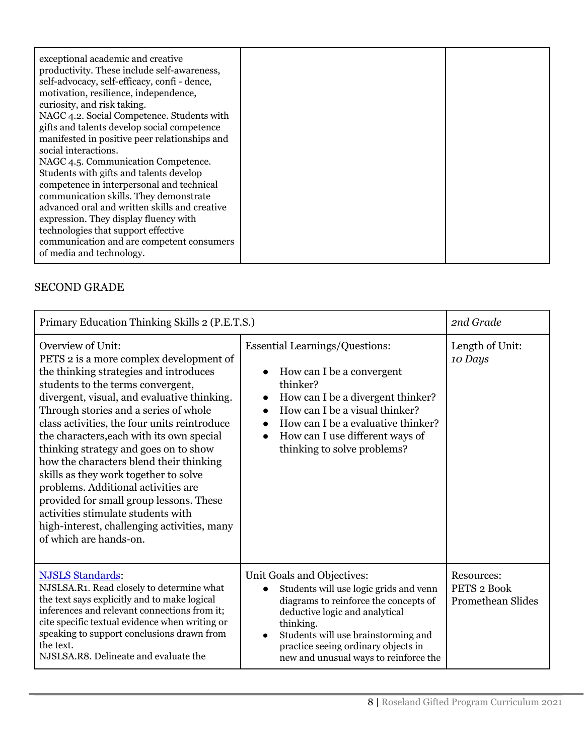| exceptional academic and creative productivity. These include self-awareness, self-advocacy, self-efficacy, confi - dence, motivation, resilience, independence, curiosity, and risk taking.<br>NAGC 4.2. Social Competence. Students with gifts and talents develop social competence manifested in positive peer relationships and social interactions.<br>NAGC 4.5. Communication Competence. Students with gifts and talents develop competence in interpersonal and technical communication skills. They demonstrate advanced oral and written skills and creative expression. They display fluency with technologies that support effective communication and are competent consumers of media and technology. | | |
|---|---|---|

## SECOND GRADE

| Primary Education Thinking Skills 2 (P.E.T.S.) | | *2nd Grade* |
|---|---|---|
| Overview of Unit:<br>PETS 2 is a more complex development of the thinking strategies and introduces students to the terms convergent, divergent, visual, and evaluative thinking. Through stories and a series of whole class activities, the four units reintroduce the characters,each with its own special thinking strategy and goes on to show how the characters blend their thinking skills as they work together to solve problems. Additional activities are provided for small group lessons. These activities stimulate students with high-interest, challenging activities, many of which are hands-on. | Essential Learnings/Questions:<br>• How can I be a convergent thinker?<br>• How can I be a divergent thinker?<br>• How can I be a visual thinker?<br>• How can I be a evaluative thinker?<br>• How can I use different ways of thinking to solve problems? | Length of Unit:<br>*10 Days* |
| [NJSLS Standards](): <br>NJSLSA.R1. Read closely to determine what the text says explicitly and to make logical inferences and relevant connections from it; cite specific textual evidence when writing or speaking to support conclusions drawn from the text.<br>NJSLSA.R8. Delineate and evaluate the | Unit Goals and Objectives:<br>• Students will use logic grids and venn diagrams to reinforce the concepts of deductive logic and analytical thinking.<br>• Students will use brainstorming and practice seeing ordinary objects in new and unusual ways to reinforce the | Resources:<br>PETS 2 Book<br>Promethean Slides |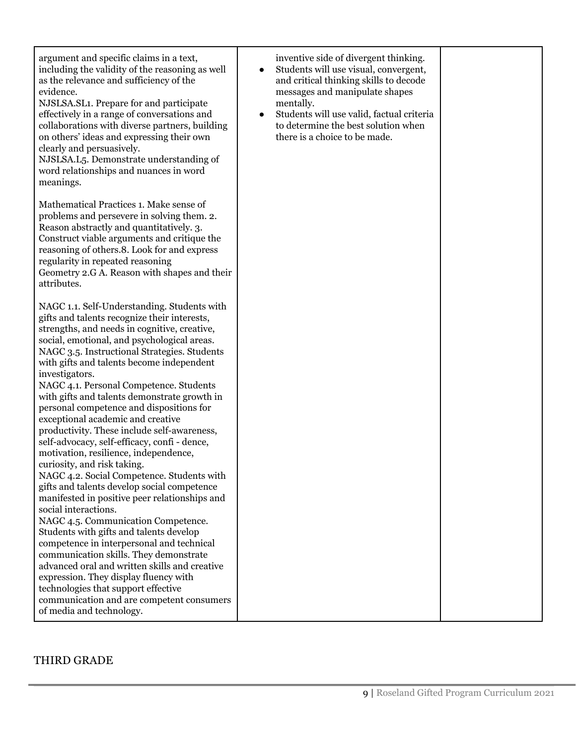| | | |
|---|---|---|
| argument and specific claims in a text, including the validity of the reasoning as well as the relevance and sufficiency of the evidence.<br>NJSLSA.SL1. Prepare for and participate effectively in a range of conversations and collaborations with diverse partners, building on others' ideas and expressing their own clearly and persuasively.<br>NJSLSA.L5. Demonstrate understanding of word relationships and nuances in word meanings.<br><br>Mathematical Practices 1. Make sense of problems and persevere in solving them. 2. Reason abstractly and quantitatively. 3. Construct viable arguments and critique the reasoning of others.8. Look for and express regularity in repeated reasoning<br>Geometry 2.G A. Reason with shapes and their attributes.<br><br>NAGC 1.1. Self-Understanding. Students with gifts and talents recognize their interests, strengths, and needs in cognitive, creative, social, emotional, and psychological areas.<br>NAGC 3.5. Instructional Strategies. Students with gifts and talents become independent investigators.<br>NAGC 4.1. Personal Competence. Students with gifts and talents demonstrate growth in personal competence and dispositions for exceptional academic and creative productivity. These include self-awareness, self-advocacy, self-efficacy, confi - dence, motivation, resilience, independence, curiosity, and risk taking.<br>NAGC 4.2. Social Competence. Students with gifts and talents develop social competence manifested in positive peer relationships and social interactions.<br>NAGC 4.5. Communication Competence. Students with gifts and talents develop competence in interpersonal and technical communication skills. They demonstrate advanced oral and written skills and creative expression. They display fluency with technologies that support effective communication and are competent consumers of media and technology. | inventive side of divergent thinking.<br>• Students will use visual, convergent, and critical thinking skills to decode messages and manipulate shapes mentally.<br>• Students will use valid, factual criteria to determine the best solution when there is a choice to be made. | |

## THIRD GRADE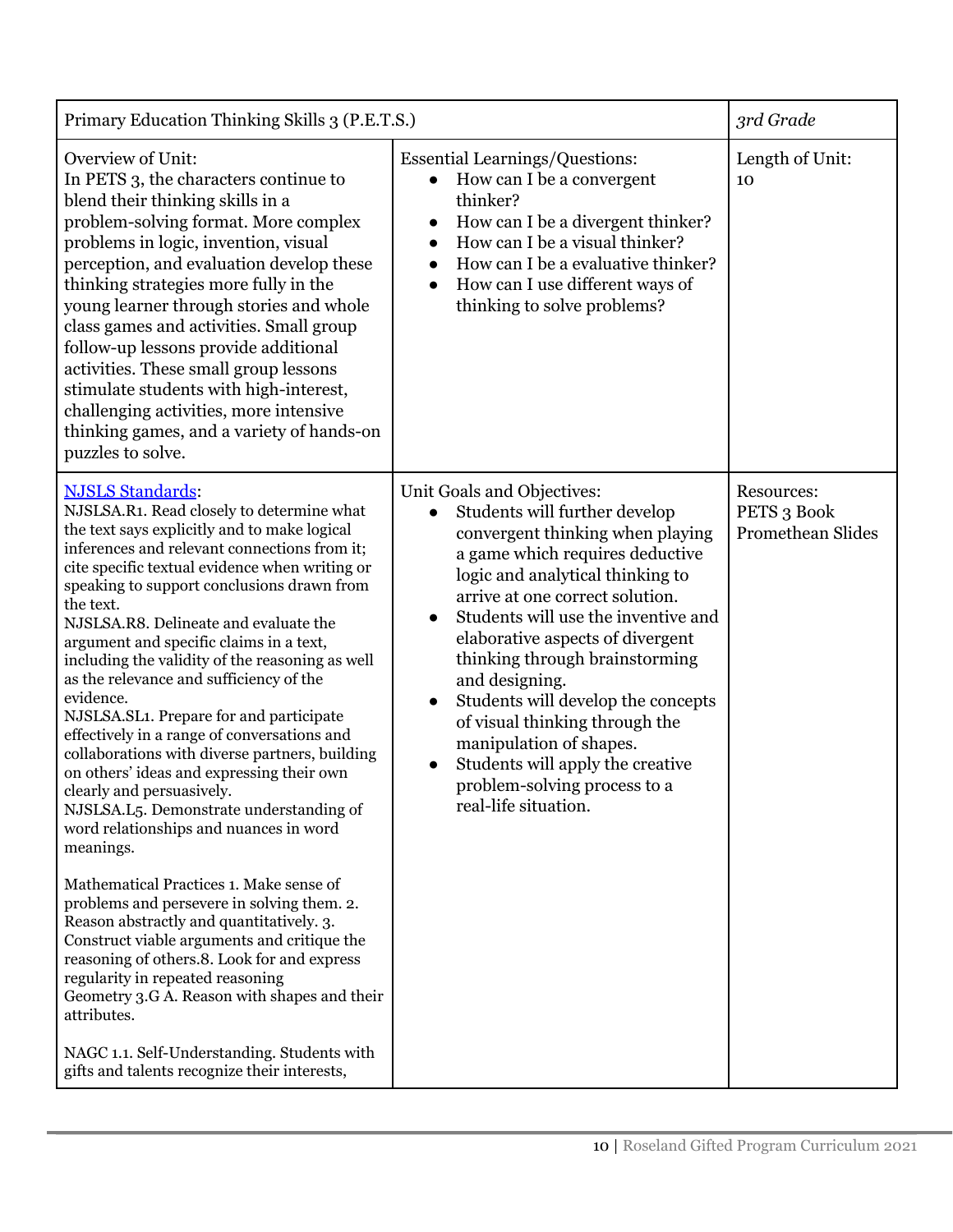| Primary Education Thinking Skills 3 (P.E.T.S.) | | *3rd Grade* |
|---|---|---|
| Overview of Unit:<br>In PETS 3, the characters continue to blend their thinking skills in a problem-solving format. More complex problems in logic, invention, visual perception, and evaluation develop these thinking strategies more fully in the young learner through stories and whole class games and activities. Small group follow-up lessons provide additional activities. These small group lessons stimulate students with high-interest, challenging activities, more intensive thinking games, and a variety of hands-on puzzles to solve. | Essential Learnings/Questions:<br>• How can I be a convergent thinker?<br>• How can I be a divergent thinker?<br>• How can I be a visual thinker?<br>• How can I be a evaluative thinker?<br>• How can I use different ways of thinking to solve problems? | Length of Unit:<br>10 |
| [NJSLS Standards](#):<br>NJSLSA.R1. Read closely to determine what the text says explicitly and to make logical inferences and relevant connections from it; cite specific textual evidence when writing or speaking to support conclusions drawn from the text.<br>NJSLSA.R8. Delineate and evaluate the argument and specific claims in a text, including the validity of the reasoning as well as the relevance and sufficiency of the evidence.<br>NJSLSA.SL1. Prepare for and participate effectively in a range of conversations and collaborations with diverse partners, building on others' ideas and expressing their own clearly and persuasively.<br>NJSLSA.L5. Demonstrate understanding of word relationships and nuances in word meanings.<br><br>Mathematical Practices 1. Make sense of problems and persevere in solving them. 2. Reason abstractly and quantitatively. 3. Construct viable arguments and critique the reasoning of others.8. Look for and express regularity in repeated reasoning<br>Geometry 3.G A. Reason with shapes and their attributes.<br><br>NAGC 1.1. Self-Understanding. Students with gifts and talents recognize their interests, | Unit Goals and Objectives:<br>• Students will further develop convergent thinking when playing a game which requires deductive logic and analytical thinking to arrive at one correct solution.<br>• Students will use the inventive and elaborative aspects of divergent thinking through brainstorming and designing.<br>• Students will develop the concepts of visual thinking through the manipulation of shapes.<br>• Students will apply the creative problem-solving process to a real-life situation. | Resources:<br>PETS 3 Book<br>Promethean Slides |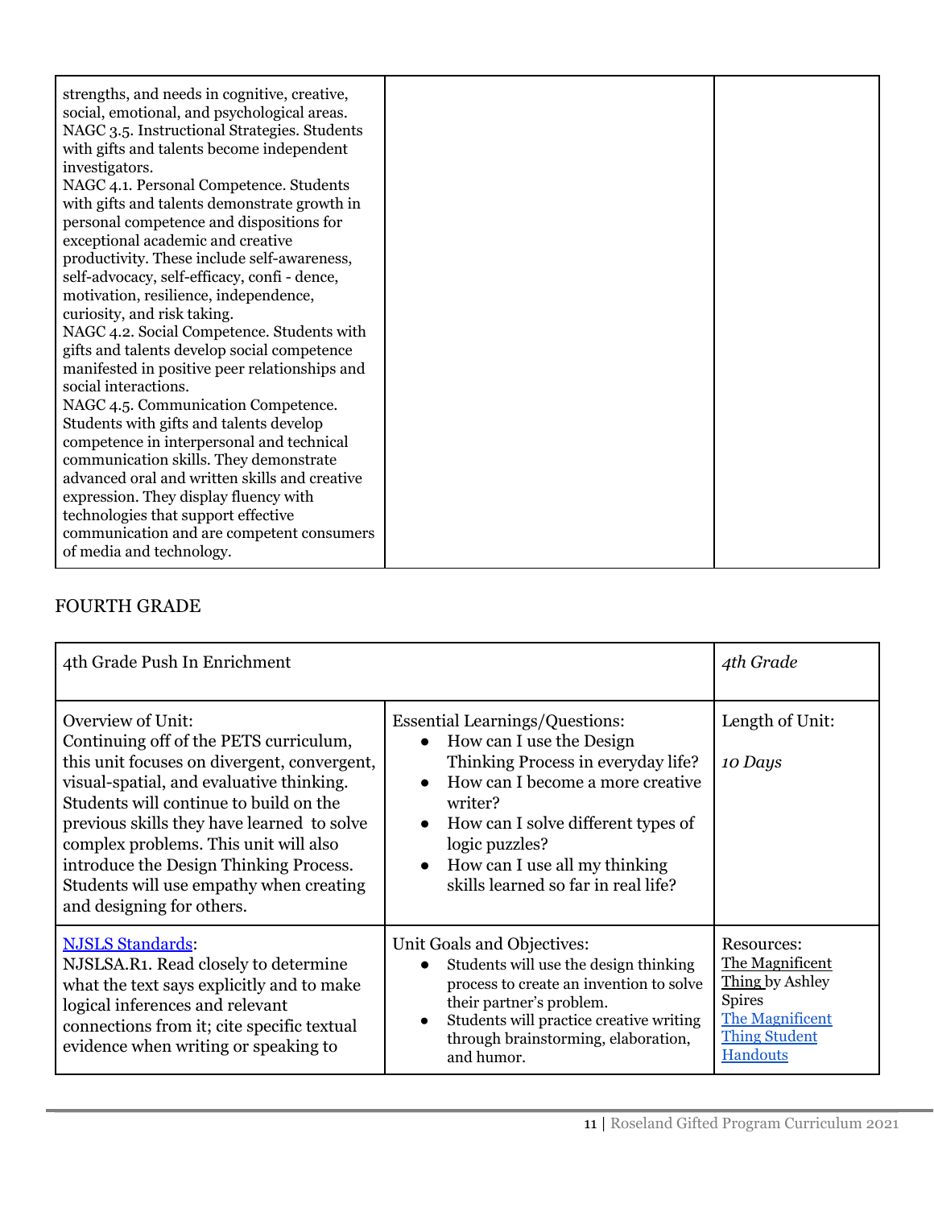| | | |
|---|---|---|
| strengths, and needs in cognitive, creative, social, emotional, and psychological areas.<br>NAGC 3.5. Instructional Strategies. Students with gifts and talents become independent investigators.<br>NAGC 4.1. Personal Competence. Students with gifts and talents demonstrate growth in personal competence and dispositions for exceptional academic and creative productivity. These include self-awareness, self-advocacy, self-efficacy, confi - dence, motivation, resilience, independence, curiosity, and risk taking.<br>NAGC 4.2. Social Competence. Students with gifts and talents develop social competence manifested in positive peer relationships and social interactions.<br>NAGC 4.5. Communication Competence. Students with gifts and talents develop competence in interpersonal and technical communication skills. They demonstrate advanced oral and written skills and creative expression. They display fluency with technologies that support effective communication and are competent consumers of media and technology. | | |

## FOURTH GRADE

| 4th Grade Push In Enrichment | | *4th Grade* |
|---|---|---|
| Overview of Unit:<br>Continuing off of the PETS curriculum, this unit focuses on divergent, convergent, visual-spatial, and evaluative thinking. Students will continue to build on the previous skills they have learned to solve complex problems. This unit will also introduce the Design Thinking Process. Students will use empathy when creating and designing for others. | Essential Learnings/Questions:<br>• How can I use the Design Thinking Process in everyday life?<br>• How can I become a more creative writer?<br>• How can I solve different types of logic puzzles?<br>• How can I use all my thinking skills learned so far in real life? | Length of Unit:<br><br>*10 Days* |
| NJSLS Standards:<br>NJSLSA.R1. Read closely to determine what the text says explicitly and to make logical inferences and relevant connections from it; cite specific textual evidence when writing or speaking to | Unit Goals and Objectives:<br>• Students will use the design thinking process to create an invention to solve their partner's problem.<br>• Students will practice creative writing through brainstorming, elaboration, and humor. | Resources:<br>The Magnificent Thing by Ashley Spires<br>The Magnificent Thing Student Handouts |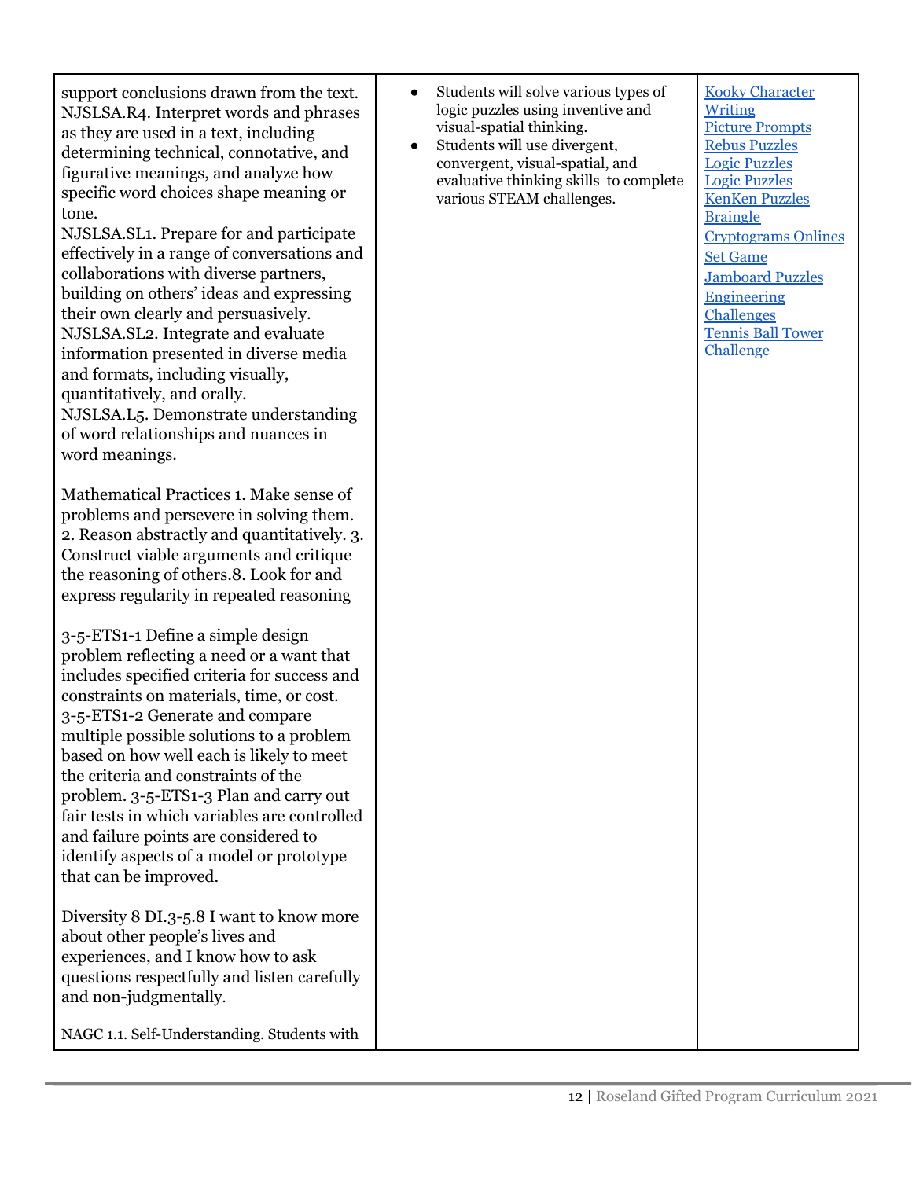| | | |
|---|---|---|
| support conclusions drawn from the text. NJSLSA.R4. Interpret words and phrases as they are used in a text, including determining technical, connotative, and figurative meanings, and analyze how specific word choices shape meaning or tone.<br>NJSLSA.SL1. Prepare for and participate effectively in a range of conversations and collaborations with diverse partners, building on others' ideas and expressing their own clearly and persuasively.<br>NJSLSA.SL2. Integrate and evaluate information presented in diverse media and formats, including visually, quantitatively, and orally.<br>NJSLSA.L5. Demonstrate understanding of word relationships and nuances in word meanings.<br><br>Mathematical Practices 1. Make sense of problems and persevere in solving them. 2. Reason abstractly and quantitatively. 3. Construct viable arguments and critique the reasoning of others.8. Look for and express regularity in repeated reasoning<br><br>3-5-ETS1-1 Define a simple design problem reflecting a need or a want that includes specified criteria for success and constraints on materials, time, or cost. 3-5-ETS1-2 Generate and compare multiple possible solutions to a problem based on how well each is likely to meet the criteria and constraints of the problem. 3-5-ETS1-3 Plan and carry out fair tests in which variables are controlled and failure points are considered to identify aspects of a model or prototype that can be improved.<br><br>Diversity 8 DI.3-5.8 I want to know more about other people's lives and experiences, and I know how to ask questions respectfully and listen carefully and non-judgmentally.<br><br>NAGC 1.1. Self-Understanding. Students with | • Students will solve various types of logic puzzles using inventive and visual-spatial thinking.<br>• Students will use divergent, convergent, visual-spatial, and evaluative thinking skills to complete various STEAM challenges. | Kooky Character Writing<br>Picture Prompts<br>Rebus Puzzles<br>Logic Puzzles<br>Logic Puzzles<br>KenKen Puzzles<br>Braingle<br>Cryptograms Onlines<br>Set Game<br>Jamboard Puzzles<br>Engineering Challenges<br>Tennis Ball Tower Challenge |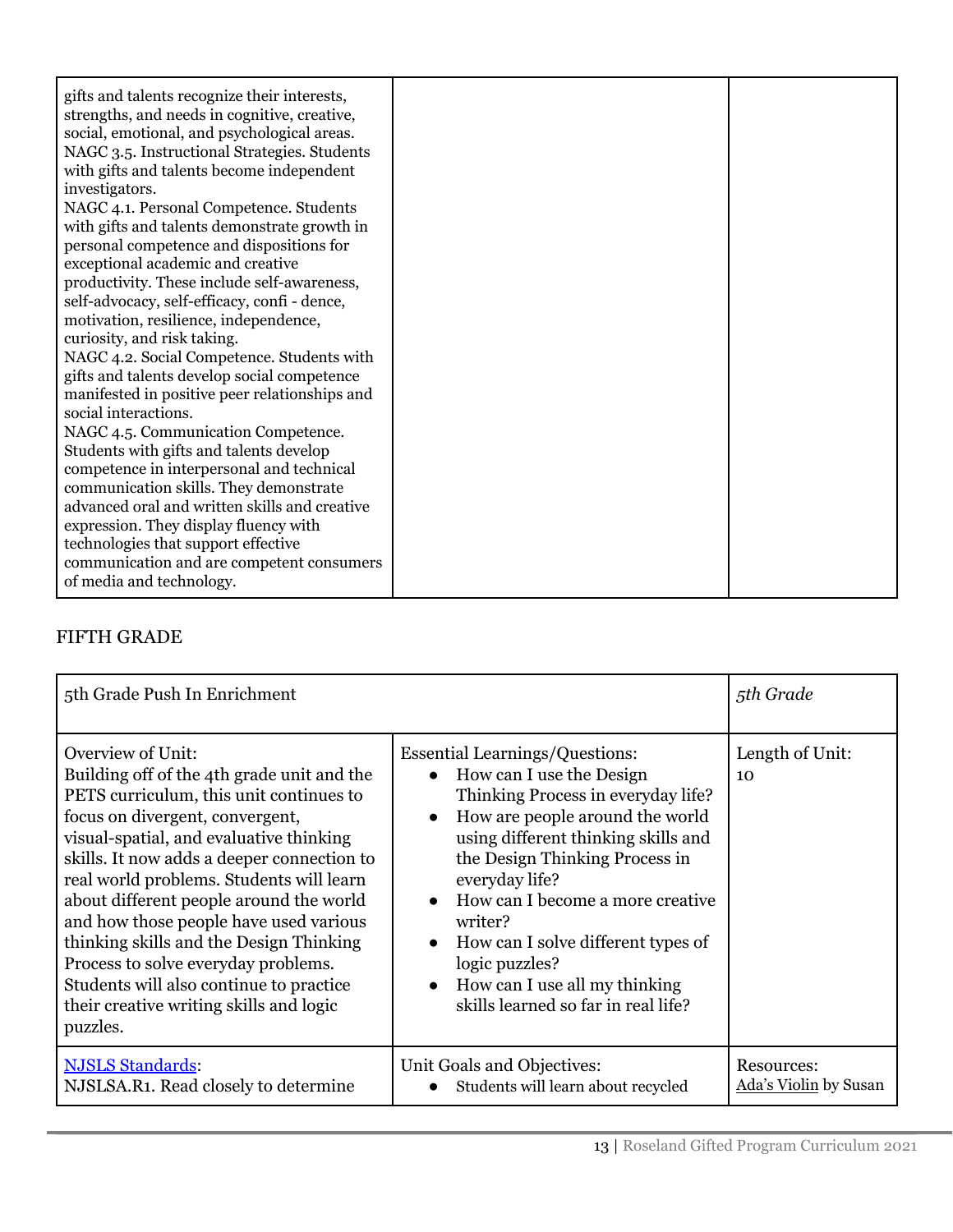| | | |
|---|---|---|
| gifts and talents recognize their interests, strengths, and needs in cognitive, creative, social, emotional, and psychological areas.<br>NAGC 3.5. Instructional Strategies. Students with gifts and talents become independent investigators.<br>NAGC 4.1. Personal Competence. Students with gifts and talents demonstrate growth in personal competence and dispositions for exceptional academic and creative productivity. These include self-awareness, self-advocacy, self-efficacy, confi - dence, motivation, resilience, independence, curiosity, and risk taking.<br>NAGC 4.2. Social Competence. Students with gifts and talents develop social competence manifested in positive peer relationships and social interactions.<br>NAGC 4.5. Communication Competence. Students with gifts and talents develop competence in interpersonal and technical communication skills. They demonstrate advanced oral and written skills and creative expression. They display fluency with technologies that support effective communication and are competent consumers of media and technology. | | |

FIFTH GRADE

| 5th Grade Push In Enrichment | | *5th Grade* |
|---|---|---|
| Overview of Unit:<br>Building off of the 4th grade unit and the PETS curriculum, this unit continues to focus on divergent, convergent, visual-spatial, and evaluative thinking skills. It now adds a deeper connection to real world problems. Students will learn about different people around the world and how those people have used various thinking skills and the Design Thinking Process to solve everyday problems. Students will also continue to practice their creative writing skills and logic puzzles. | Essential Learnings/Questions:<br>● How can I use the Design Thinking Process in everyday life?<br>● How are people around the world using different thinking skills and the Design Thinking Process in everyday life?<br>● How can I become a more creative writer?<br>● How can I solve different types of logic puzzles?<br>● How can I use all my thinking skills learned so far in real life? | Length of Unit:<br>10 |
| NJSLS Standards:<br>NJSLSA.R1. Read closely to determine | Unit Goals and Objectives:<br>● Students will learn about recycled | Resources:<br>Ada's Violin by Susan |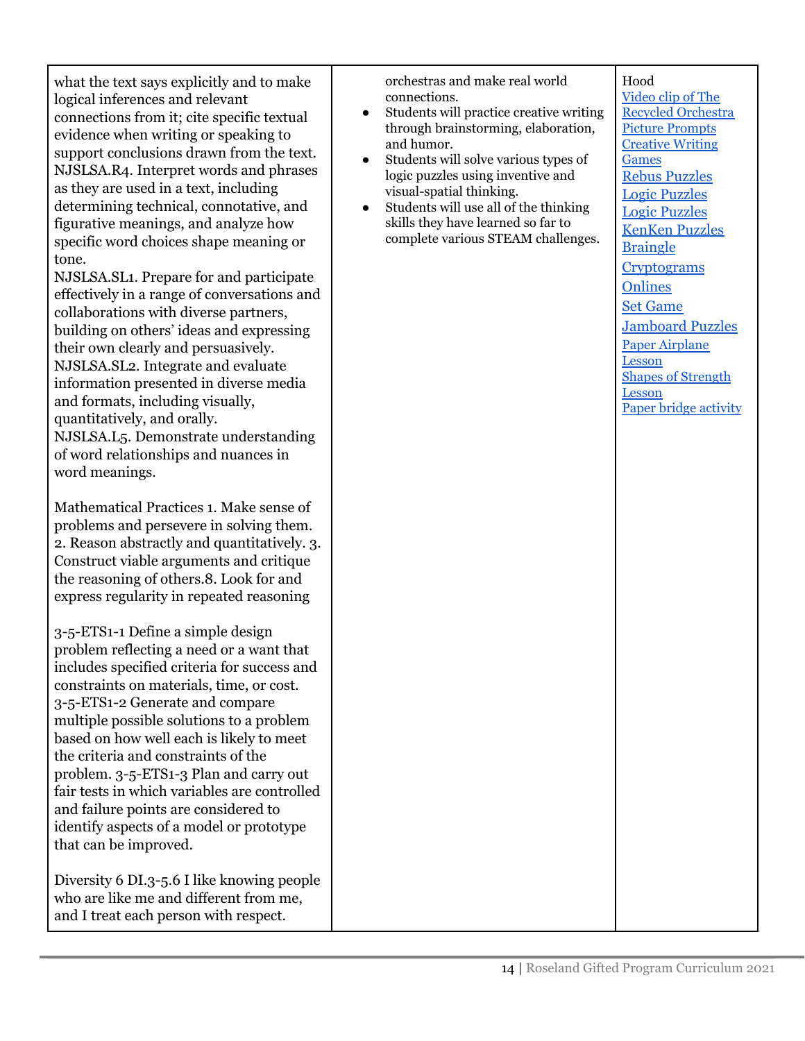| | | |
|---|---|---|
| what the text says explicitly and to make logical inferences and relevant connections from it; cite specific textual evidence when writing or speaking to support conclusions drawn from the text.<br>NJSLSA.R4. Interpret words and phrases as they are used in a text, including determining technical, connotative, and figurative meanings, and analyze how specific word choices shape meaning or tone.<br>NJSLSA.SL1. Prepare for and participate effectively in a range of conversations and collaborations with diverse partners, building on others' ideas and expressing their own clearly and persuasively.<br>NJSLSA.SL2. Integrate and evaluate information presented in diverse media and formats, including visually, quantitatively, and orally.<br>NJSLSA.L5. Demonstrate understanding of word relationships and nuances in word meanings.<br><br>Mathematical Practices 1. Make sense of problems and persevere in solving them. 2. Reason abstractly and quantitatively. 3. Construct viable arguments and critique the reasoning of others.8. Look for and express regularity in repeated reasoning<br><br>3-5-ETS1-1 Define a simple design problem reflecting a need or a want that includes specified criteria for success and constraints on materials, time, or cost. 3-5-ETS1-2 Generate and compare multiple possible solutions to a problem based on how well each is likely to meet the criteria and constraints of the problem. 3-5-ETS1-3 Plan and carry out fair tests in which variables are controlled and failure points are considered to identify aspects of a model or prototype that can be improved.<br><br>Diversity 6 DI.3-5.6 I like knowing people who are like me and different from me, and I treat each person with respect. | orchestras and make real world connections.<br>• Students will practice creative writing through brainstorming, elaboration, and humor.<br>• Students will solve various types of logic puzzles using inventive and visual-spatial thinking.<br>• Students will use all of the thinking skills they have learned so far to complete various STEAM challenges. | Hood<br>Video clip of The Recycled Orchestra<br>Picture Prompts<br>Creative Writing Games<br>Rebus Puzzles<br>Logic Puzzles<br>Logic Puzzles<br>KenKen Puzzles<br>Braingle<br>Cryptograms<br>Onlines<br>Set Game<br>Jamboard Puzzles<br>Paper Airplane Lesson<br>Shapes of Strength Lesson<br>Paper bridge activity |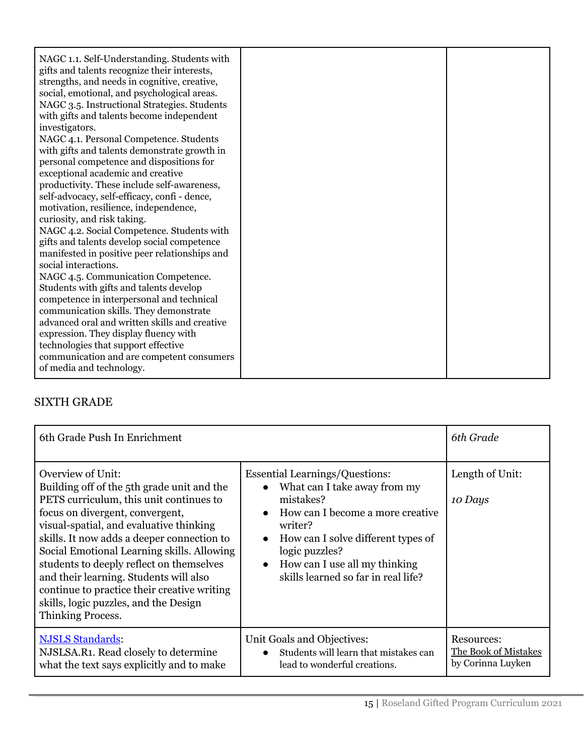| NAGC 1.1. Self-Understanding. Students with gifts and talents recognize their interests, strengths, and needs in cognitive, creative, social, emotional, and psychological areas.<br>NAGC 3.5. Instructional Strategies. Students with gifts and talents become independent investigators.<br>NAGC 4.1. Personal Competence. Students with gifts and talents demonstrate growth in personal competence and dispositions for exceptional academic and creative productivity. These include self-awareness, self-advocacy, self-efficacy, confi - dence, motivation, resilience, independence, curiosity, and risk taking.<br>NAGC 4.2. Social Competence. Students with gifts and talents develop social competence manifested in positive peer relationships and social interactions.<br>NAGC 4.5. Communication Competence. Students with gifts and talents develop competence in interpersonal and technical communication skills. They demonstrate advanced oral and written skills and creative expression. They display fluency with technologies that support effective communication and are competent consumers of media and technology. | | |
|---|---|---|

## SIXTH GRADE

| 6th Grade Push In Enrichment | | *6th Grade* |
|---|---|---|
| Overview of Unit:<br>Building off of the 5th grade unit and the PETS curriculum, this unit continues to focus on divergent, convergent, visual-spatial, and evaluative thinking skills. It now adds a deeper connection to Social Emotional Learning skills. Allowing students to deeply reflect on themselves and their learning. Students will also continue to practice their creative writing skills, logic puzzles, and the Design Thinking Process. | Essential Learnings/Questions:<br>● What can I take away from my mistakes?<br>● How can I become a more creative writer?<br>● How can I solve different types of logic puzzles?<br>● How can I use all my thinking skills learned so far in real life? | Length of Unit:<br><br>*10 Days* |
| NJSLS Standards:<br>NJSLSA.R1. Read closely to determine what the text says explicitly and to make | Unit Goals and Objectives:<br>● Students will learn that mistakes can lead to wonderful creations. | Resources:<br>The Book of Mistakes by Corinna Luyken |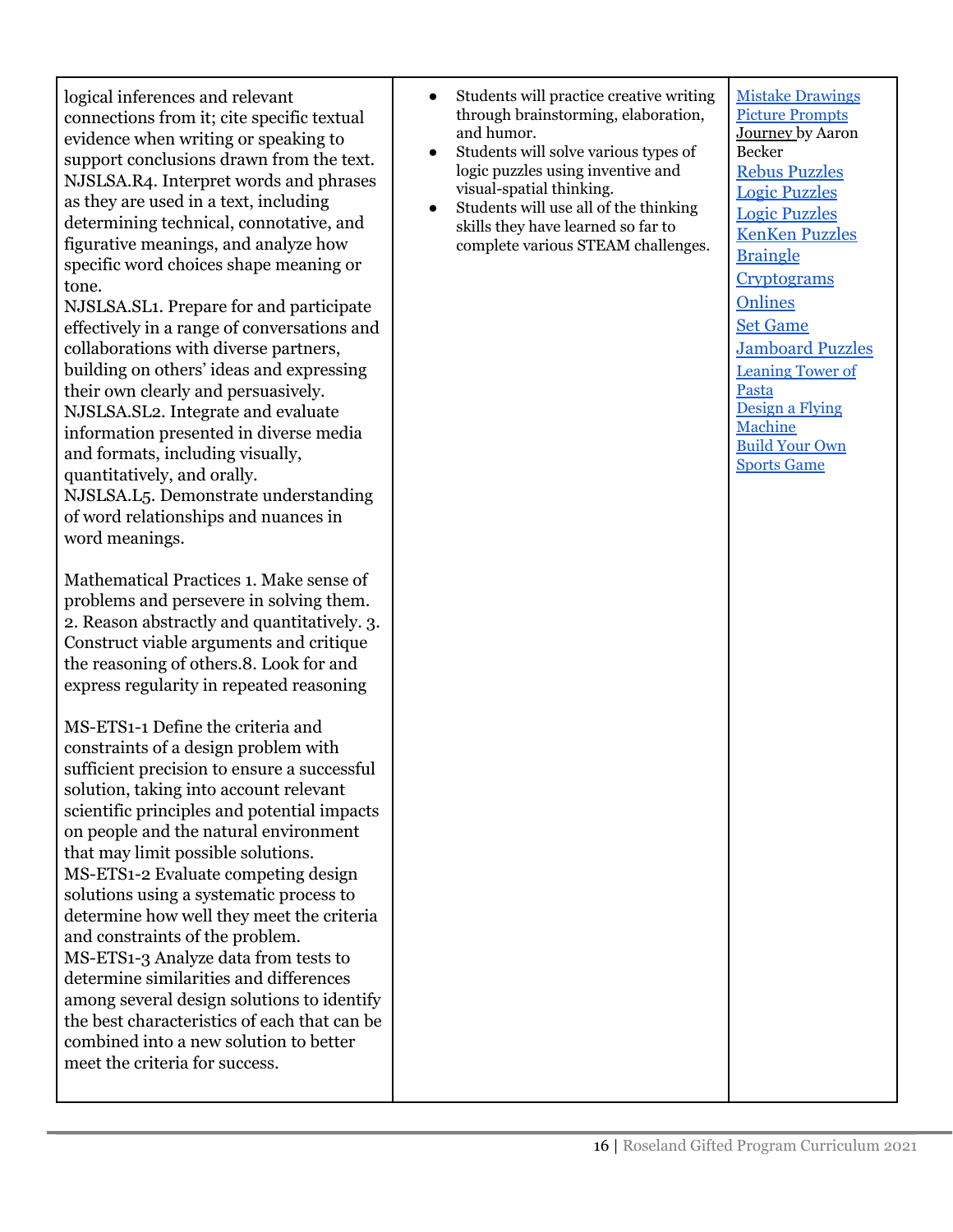| | | |
|---|---|---|
| logical inferences and relevant connections from it; cite specific textual evidence when writing or speaking to support conclusions drawn from the text.<br>NJSLSA.R4. Interpret words and phrases as they are used in a text, including determining technical, connotative, and figurative meanings, and analyze how specific word choices shape meaning or tone.<br>NJSLSA.SL1. Prepare for and participate effectively in a range of conversations and collaborations with diverse partners, building on others' ideas and expressing their own clearly and persuasively.<br>NJSLSA.SL2. Integrate and evaluate information presented in diverse media and formats, including visually, quantitatively, and orally.<br>NJSLSA.L5. Demonstrate understanding of word relationships and nuances in word meanings.<br><br>Mathematical Practices 1. Make sense of problems and persevere in solving them. 2. Reason abstractly and quantitatively. 3. Construct viable arguments and critique the reasoning of others.8. Look for and express regularity in repeated reasoning<br><br>MS-ETS1-1 Define the criteria and constraints of a design problem with sufficient precision to ensure a successful solution, taking into account relevant scientific principles and potential impacts on people and the natural environment that may limit possible solutions.<br>MS-ETS1-2 Evaluate competing design solutions using a systematic process to determine how well they meet the criteria and constraints of the problem.<br>MS-ETS1-3 Analyze data from tests to determine similarities and differences among several design solutions to identify the best characteristics of each that can be combined into a new solution to better meet the criteria for success. | • Students will practice creative writing through brainstorming, elaboration, and humor.<br>• Students will solve various types of logic puzzles using inventive and visual-spatial thinking.<br>• Students will use all of the thinking skills they have learned so far to complete various STEAM challenges. | Mistake Drawings<br>Picture Prompts<br>Journey by Aaron Becker<br>Rebus Puzzles<br>Logic Puzzles<br>Logic Puzzles<br>KenKen Puzzles<br>Braingle<br>Cryptograms<br>Onlines<br>Set Game<br>Jamboard Puzzles<br>Leaning Tower of Pasta<br>Design a Flying Machine<br>Build Your Own Sports Game |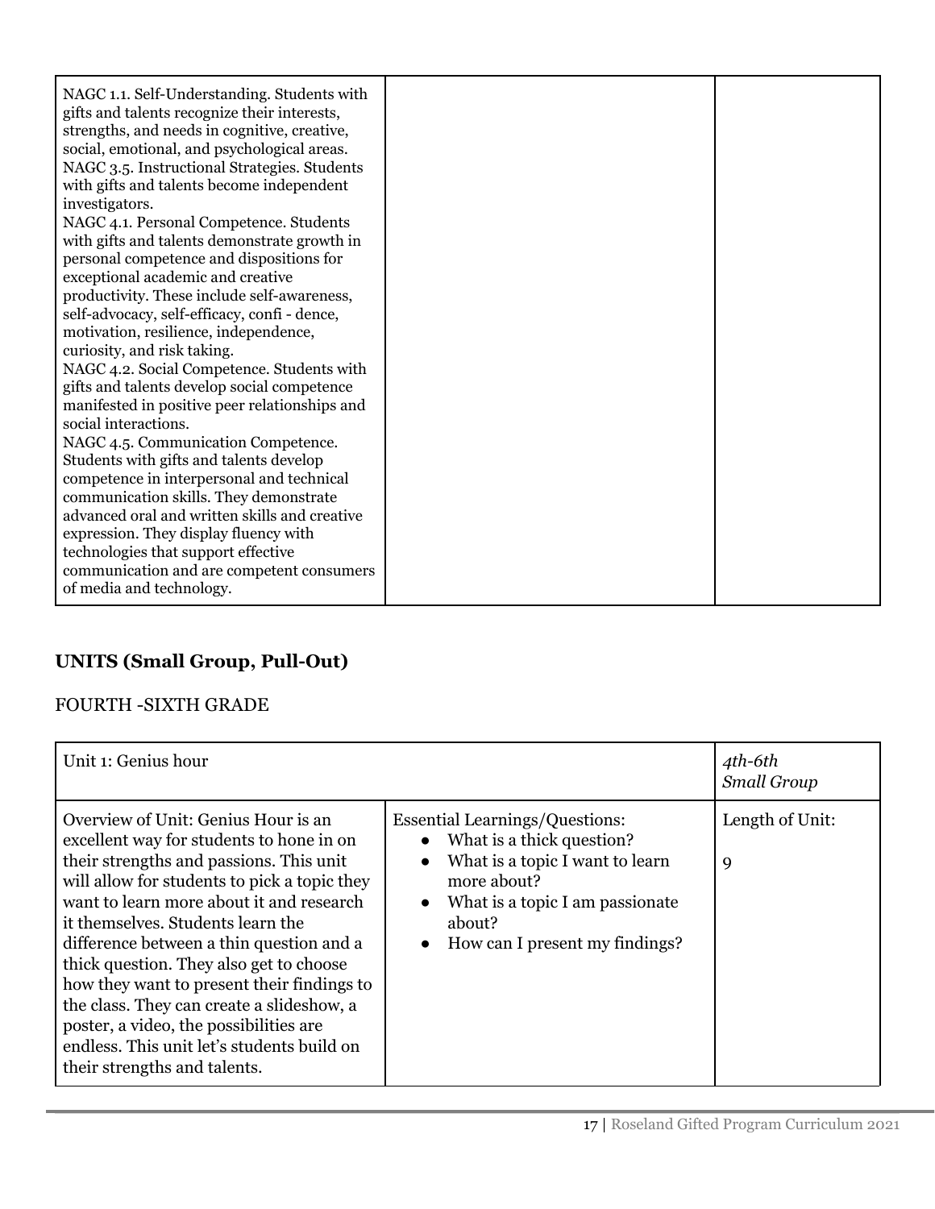| | | |
|---|---|---|
| NAGC 1.1. Self-Understanding. Students with gifts and talents recognize their interests, strengths, and needs in cognitive, creative, social, emotional, and psychological areas.<br>NAGC 3.5. Instructional Strategies. Students with gifts and talents become independent investigators.<br>NAGC 4.1. Personal Competence. Students with gifts and talents demonstrate growth in personal competence and dispositions for exceptional academic and creative productivity. These include self-awareness, self-advocacy, self-efficacy, confi - dence, motivation, resilience, independence, curiosity, and risk taking.<br>NAGC 4.2. Social Competence. Students with gifts and talents develop social competence manifested in positive peer relationships and social interactions.<br>NAGC 4.5. Communication Competence. Students with gifts and talents develop competence in interpersonal and technical communication skills. They demonstrate advanced oral and written skills and creative expression. They display fluency with technologies that support effective communication and are competent consumers of media and technology. | | |

## UNITS (Small Group, Pull-Out)

FOURTH -SIXTH GRADE

| Unit 1: Genius hour | | *4th-6th Small Group* |
|---|---|---|
| Overview of Unit: Genius Hour is an excellent way for students to hone in on their strengths and passions. This unit will allow for students to pick a topic they want to learn more about it and research it themselves. Students learn the difference between a thin question and a thick question. They also get to choose how they want to present their findings to the class. They can create a slideshow, a poster, a video, the possibilities are endless. This unit let's students build on their strengths and talents. | Essential Learnings/Questions:<br>• What is a thick question?<br>• What is a topic I want to learn more about?<br>• What is a topic I am passionate about?<br>• How can I present my findings? | Length of Unit:<br><br>9 |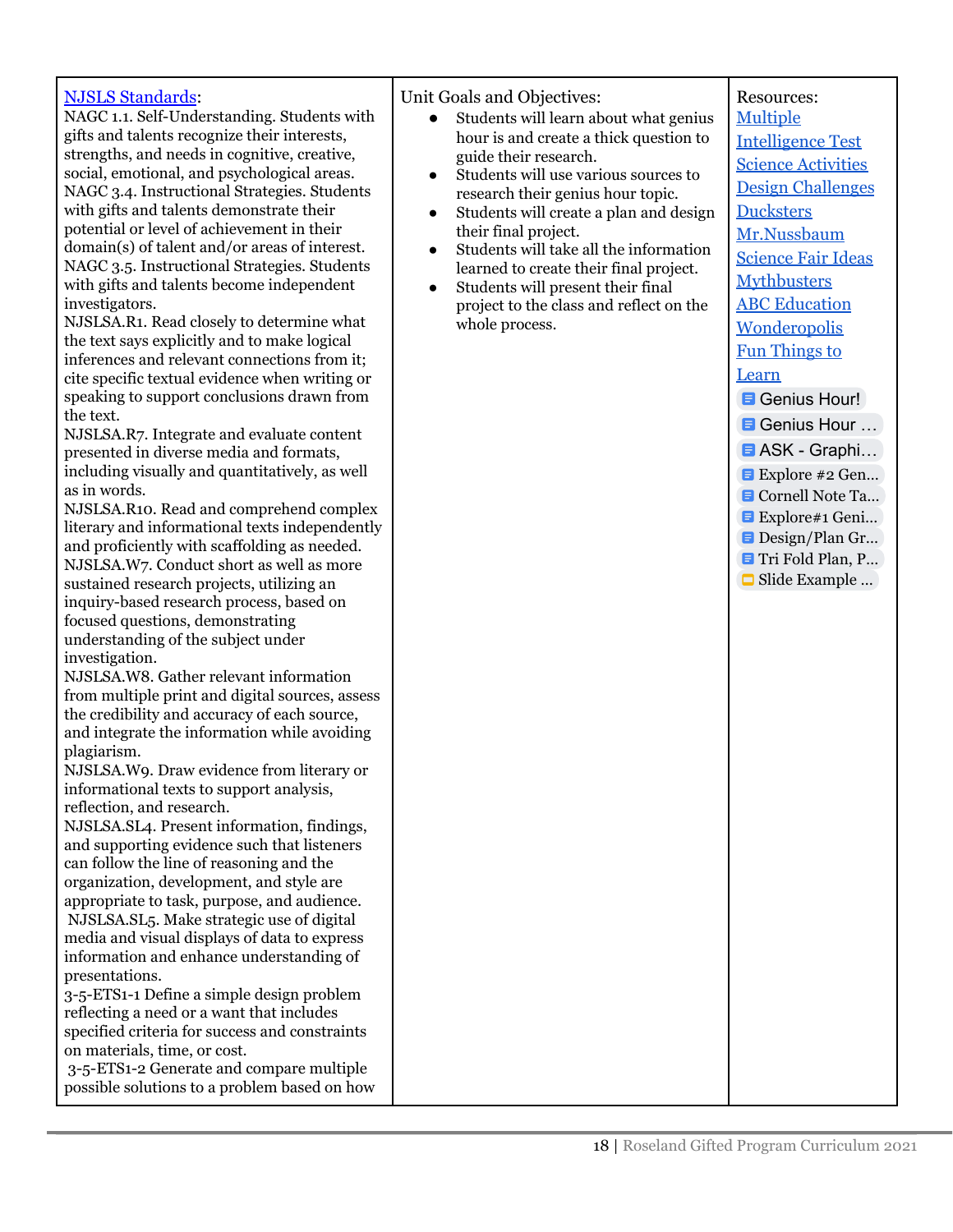| | | |
|---|---|---|
| [NJSLS Standards](#):<br>NAGC 1.1. Self-Understanding. Students with gifts and talents recognize their interests, strengths, and needs in cognitive, creative, social, emotional, and psychological areas.<br>NAGC 3.4. Instructional Strategies. Students with gifts and talents demonstrate their potential or level of achievement in their domain(s) of talent and/or areas of interest.<br>NAGC 3.5. Instructional Strategies. Students with gifts and talents become independent investigators.<br>NJSLSA.R1. Read closely to determine what the text says explicitly and to make logical inferences and relevant connections from it; cite specific textual evidence when writing or speaking to support conclusions drawn from the text.<br>NJSLSA.R7. Integrate and evaluate content presented in diverse media and formats, including visually and quantitatively, as well as in words.<br>NJSLSA.R10. Read and comprehend complex literary and informational texts independently and proficiently with scaffolding as needed.<br>NJSLSA.W7. Conduct short as well as more sustained research projects, utilizing an inquiry-based research process, based on focused questions, demonstrating understanding of the subject under investigation.<br>NJSLSA.W8. Gather relevant information from multiple print and digital sources, assess the credibility and accuracy of each source, and integrate the information while avoiding plagiarism.<br>NJSLSA.W9. Draw evidence from literary or informational texts to support analysis, reflection, and research.<br>NJSLSA.SL4. Present information, findings, and supporting evidence such that listeners can follow the line of reasoning and the organization, development, and style are appropriate to task, purpose, and audience.<br>NJSLSA.SL5. Make strategic use of digital media and visual displays of data to express information and enhance understanding of presentations.<br>3-5-ETS1-1 Define a simple design problem reflecting a need or a want that includes specified criteria for success and constraints on materials, time, or cost.<br>3-5-ETS1-2 Generate and compare multiple possible solutions to a problem based on how | Unit Goals and Objectives:<br>• Students will learn about what genius hour is and create a thick question to guide their research.<br>• Students will use various sources to research their genius hour topic.<br>• Students will create a plan and design their final project.<br>• Students will take all the information learned to create their final project.<br>• Students will present their final project to the class and reflect on the whole process. | Resources:<br>[Multiple Intelligence Test](#)<br>[Science Activities](#)<br>[Design Challenges](#)<br>[Ducksters](#)<br>[Mr.Nussbaum](#)<br>[Science Fair Ideas](#)<br>[Mythbusters](#)<br>[ABC Education](#)<br>[Wonderopolis](#)<br>[Fun Things to Learn](#)<br>Genius Hour!<br>Genius Hour ...<br>ASK - Graphi...<br>Explore #2 Gen...<br>Cornell Note Ta...<br>Explore#1 Geni...<br>Design/Plan Gr...<br>Tri Fold Plan, P...<br>Slide Example ... |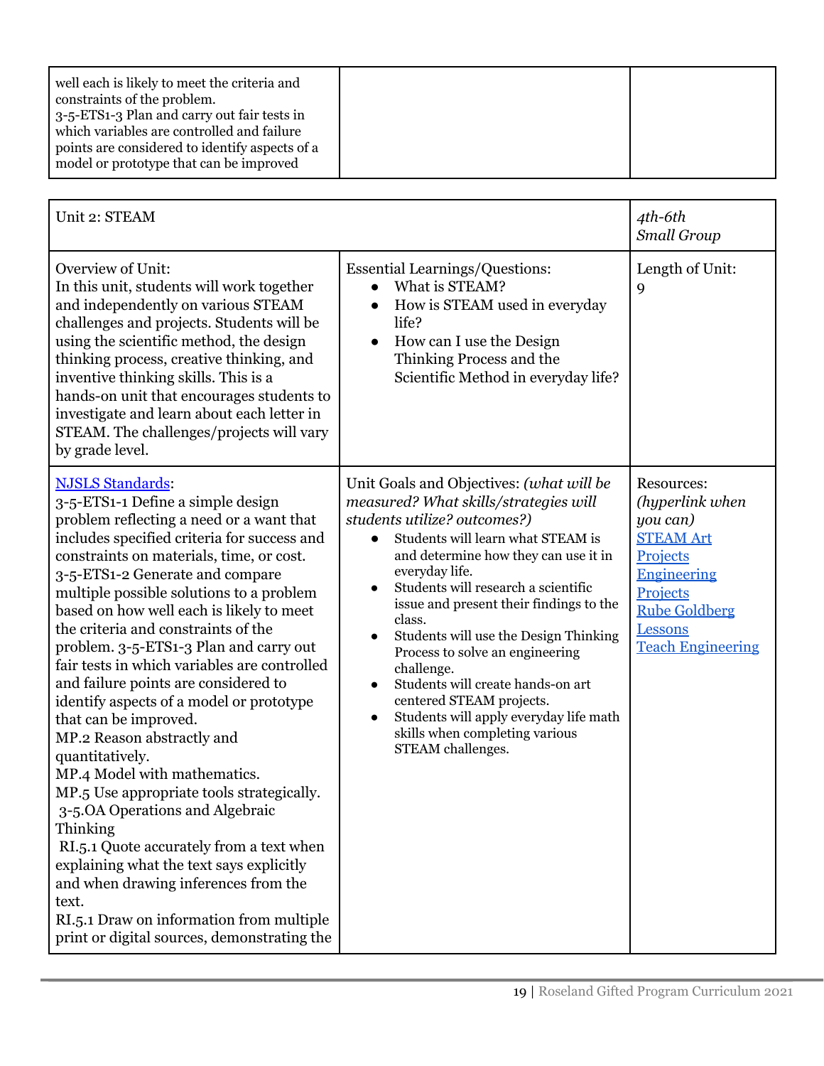| well each is likely to meet the criteria and constraints of the problem.<br>3-5-ETS1-3 Plan and carry out fair tests in which variables are controlled and failure points are considered to identify aspects of a model or prototype that can be improved | | |
|---|---|---|

| Unit 2: STEAM | | *4th-6th*<br>*Small Group* |
|---|---|---|
| Overview of Unit:<br>In this unit, students will work together and independently on various STEAM challenges and projects. Students will be using the scientific method, the design thinking process, creative thinking, and inventive thinking skills. This is a hands-on unit that encourages students to investigate and learn about each letter in STEAM. The challenges/projects will vary by grade level. | Essential Learnings/Questions:<br>• What is STEAM?<br>• How is STEAM used in everyday life?<br>• How can I use the Design Thinking Process and the Scientific Method in everyday life? | Length of Unit:<br>9 |
| [NJSLS Standards]:<br>3-5-ETS1-1 Define a simple design problem reflecting a need or a want that includes specified criteria for success and constraints on materials, time, or cost.<br>3-5-ETS1-2 Generate and compare multiple possible solutions to a problem based on how well each is likely to meet the criteria and constraints of the problem. 3-5-ETS1-3 Plan and carry out fair tests in which variables are controlled and failure points are considered to identify aspects of a model or prototype that can be improved.<br>MP.2 Reason abstractly and quantitatively.<br>MP.4 Model with mathematics.<br>MP.5 Use appropriate tools strategically.<br>3-5.OA Operations and Algebraic Thinking<br>RI.5.1 Quote accurately from a text when explaining what the text says explicitly and when drawing inferences from the text.<br>RI.5.1 Draw on information from multiple print or digital sources, demonstrating the | Unit Goals and Objectives: *(what will be measured? What skills/strategies will students utilize? outcomes?)*<br>• Students will learn what STEAM is and determine how they can use it in everyday life.<br>• Students will research a scientific issue and present their findings to the class.<br>• Students will use the Design Thinking Process to solve an engineering challenge.<br>• Students will create hands-on art centered STEAM projects.<br>• Students will apply everyday life math skills when completing various STEAM challenges. | Resources:<br>*(hyperlink when you can)*<br>[STEAM Art Projects]<br>[Engineering Projects]<br>[Rube Goldberg Lessons]<br>[Teach Engineering] |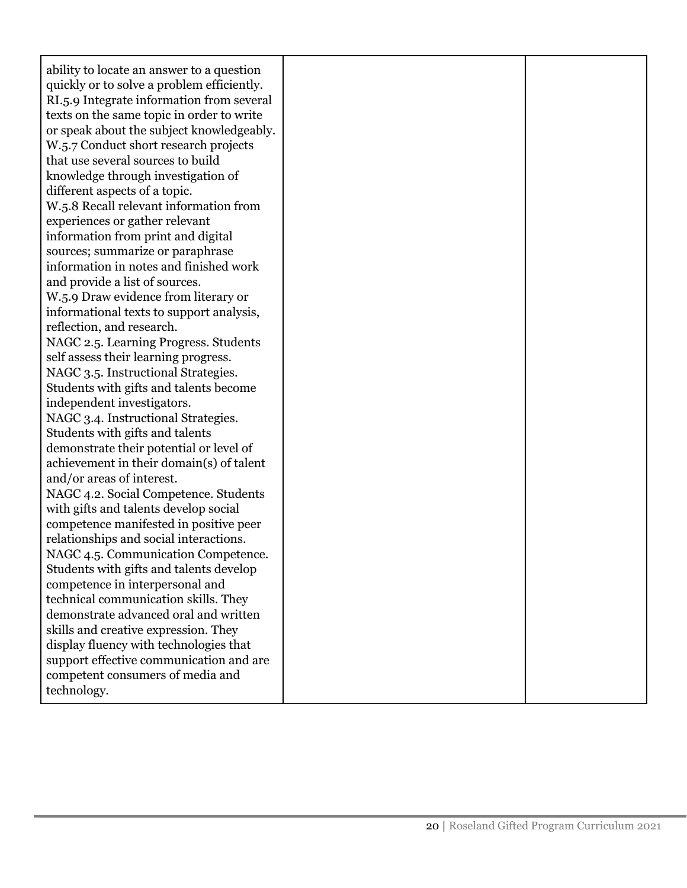| | | |
|---|---|---|
| ability to locate an answer to a question quickly or to solve a problem efficiently.<br>RI.5.9 Integrate information from several texts on the same topic in order to write or speak about the subject knowledgeably.<br>W.5.7 Conduct short research projects that use several sources to build knowledge through investigation of different aspects of a topic.<br>W.5.8 Recall relevant information from experiences or gather relevant information from print and digital sources; summarize or paraphrase information in notes and finished work and provide a list of sources.<br>W.5.9 Draw evidence from literary or informational texts to support analysis, reflection, and research.<br>NAGC 2.5. Learning Progress. Students self assess their learning progress.<br>NAGC 3.5. Instructional Strategies. Students with gifts and talents become independent investigators.<br>NAGC 3.4. Instructional Strategies. Students with gifts and talents demonstrate their potential or level of achievement in their domain(s) of talent and/or areas of interest.<br>NAGC 4.2. Social Competence. Students with gifts and talents develop social competence manifested in positive peer relationships and social interactions.<br>NAGC 4.5. Communication Competence. Students with gifts and talents develop competence in interpersonal and technical communication skills. They demonstrate advanced oral and written skills and creative expression. They display fluency with technologies that support effective communication and are competent consumers of media and technology. | | |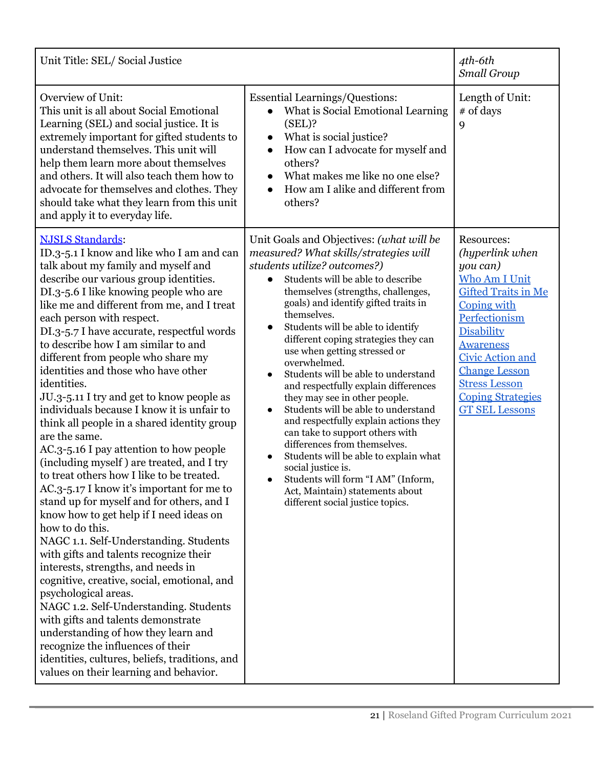| Unit Title: SEL/ Social Justice | | *4th-6th*<br>*Small Group* |
|---|---|---|
| Overview of Unit:<br>This unit is all about Social Emotional Learning (SEL) and social justice. It is extremely important for gifted students to understand themselves. This unit will help them learn more about themselves and others. It will also teach them how to advocate for themselves and clothes. They should take what they learn from this unit and apply it to everyday life. | Essential Learnings/Questions:<br>● What is Social Emotional Learning (SEL)?<br>● What is social justice?<br>● How can I advocate for myself and others?<br>● What makes me like no one else?<br>● How am I alike and different from others? | Length of Unit:<br># of days<br>9 |
| NJSLS Standards:<br>ID.3-5.1 I know and like who I am and can talk about my family and myself and describe our various group identities.<br>DI.3-5.6 I like knowing people who are like me and different from me, and I treat each person with respect.<br>DI.3-5.7 I have accurate, respectful words to describe how I am similar to and different from people who share my identities and those who have other identities.<br>JU.3-5.11 I try and get to know people as individuals because I know it is unfair to think all people in a shared identity group are the same.<br>AC.3-5.16 I pay attention to how people (including myself ) are treated, and I try to treat others how I like to be treated.<br>AC.3-5.17 I know it's important for me to stand up for myself and for others, and I know how to get help if I need ideas on how to do this.<br>NAGC 1.1. Self-Understanding. Students with gifts and talents recognize their interests, strengths, and needs in cognitive, creative, social, emotional, and psychological areas.<br>NAGC 1.2. Self-Understanding. Students with gifts and talents demonstrate understanding of how they learn and recognize the influences of their identities, cultures, beliefs, traditions, and values on their learning and behavior. | Unit Goals and Objectives: *(what will be measured? What skills/strategies will students utilize? outcomes?)*<br>● Students will be able to describe themselves (strengths, challenges, goals) and identify gifted traits in themselves.<br>● Students will be able to identify different coping strategies they can use when getting stressed or overwhelmed.<br>● Students will be able to understand and respectfully explain differences they may see in other people.<br>● Students will be able to understand and respectfully explain actions they can take to support others with differences from themselves.<br>● Students will be able to explain what social justice is.<br>● Students will form "I AM" (Inform, Act, Maintain) statements about different social justice topics. | Resources:<br>*(hyperlink when you can)*<br>Who Am I Unit<br>Gifted Traits in Me<br>Coping with Perfectionism<br>Disability Awareness<br>Civic Action and Change Lesson<br>Stress Lesson<br>Coping Strategies<br>GT SEL Lessons |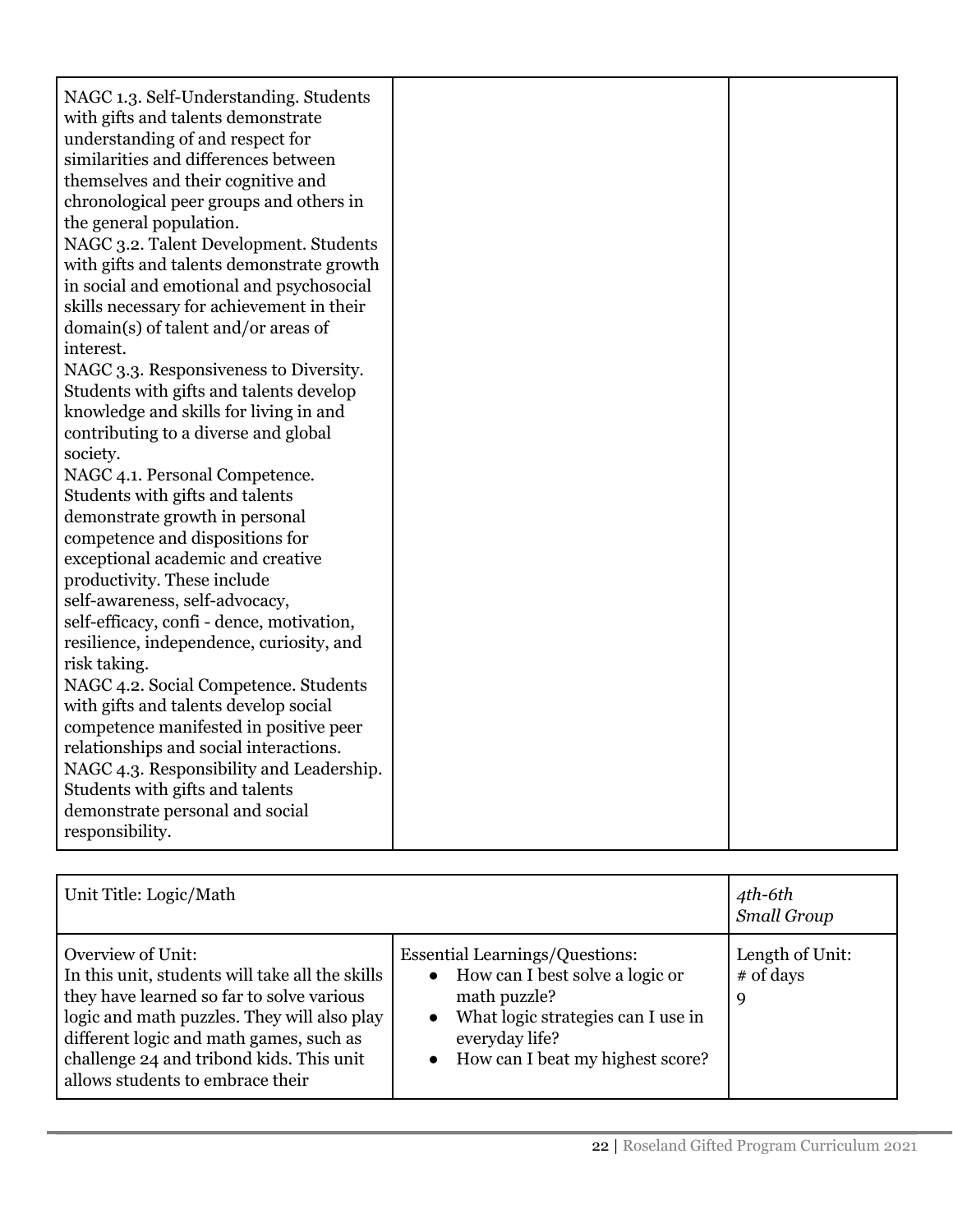| | | |
|---|---|---|
| NAGC 1.3. Self-Understanding. Students with gifts and talents demonstrate understanding of and respect for similarities and differences between themselves and their cognitive and chronological peer groups and others in the general population.<br>NAGC 3.2. Talent Development. Students with gifts and talents demonstrate growth in social and emotional and psychosocial skills necessary for achievement in their domain(s) of talent and/or areas of interest.<br>NAGC 3.3. Responsiveness to Diversity. Students with gifts and talents develop knowledge and skills for living in and contributing to a diverse and global society.<br>NAGC 4.1. Personal Competence. Students with gifts and talents demonstrate growth in personal competence and dispositions for exceptional academic and creative productivity. These include self-awareness, self-advocacy, self-efficacy, confi - dence, motivation, resilience, independence, curiosity, and risk taking.<br>NAGC 4.2. Social Competence. Students with gifts and talents develop social competence manifested in positive peer relationships and social interactions.<br>NAGC 4.3. Responsibility and Leadership. Students with gifts and talents demonstrate personal and social responsibility. | | |

| Unit Title: Logic/Math | | *4th-6th*<br>*Small Group* |
|---|---|---|
| Overview of Unit:<br>In this unit, students will take all the skills they have learned so far to solve various logic and math puzzles. They will also play different logic and math games, such as challenge 24 and tribond kids. This unit allows students to embrace their | Essential Learnings/Questions:<br>• How can I best solve a logic or math puzzle?<br>• What logic strategies can I use in everyday life?<br>• How can I beat my highest score? | Length of Unit:<br># of days<br>9 |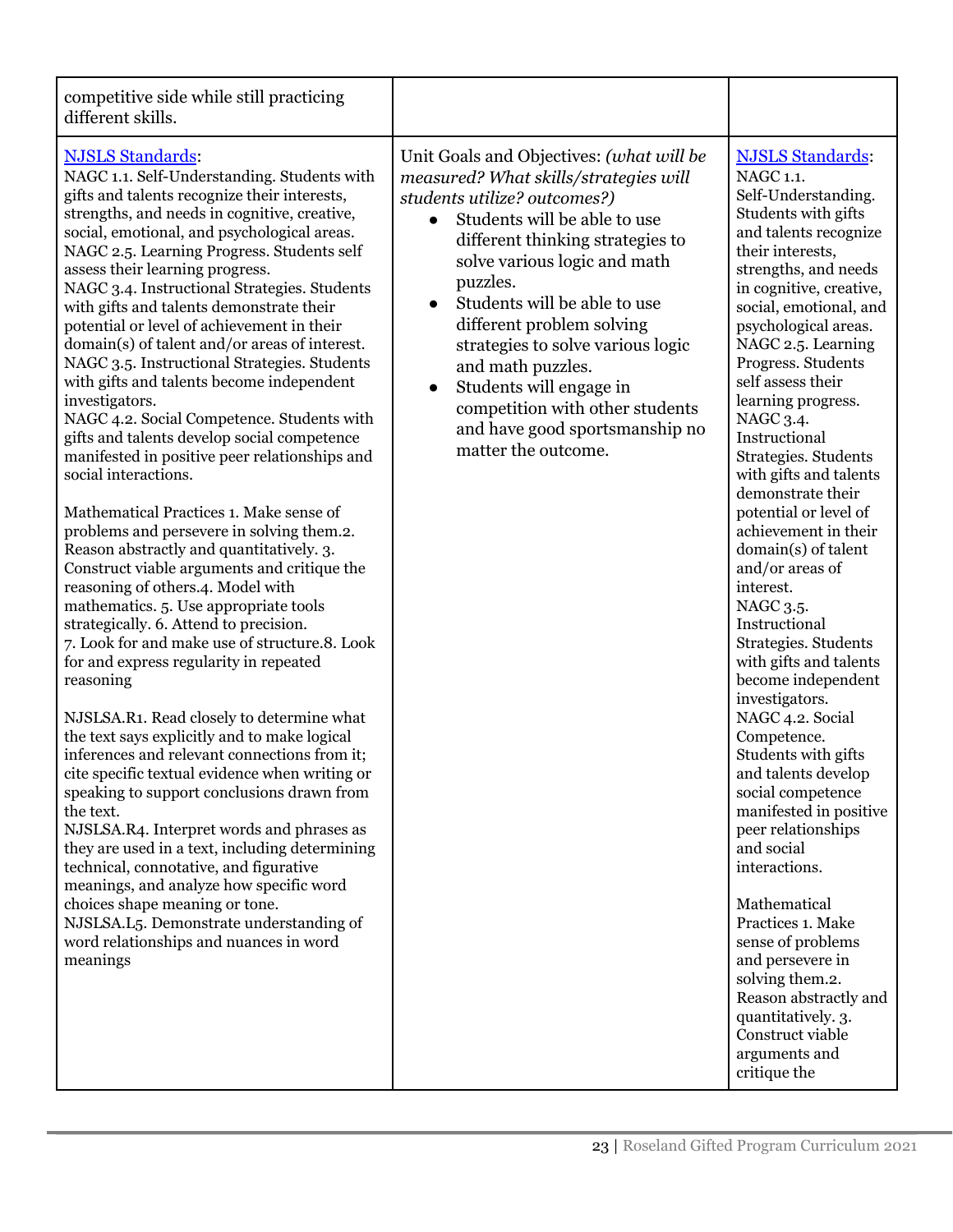| competitive side while still practicing different skills. | | |
|---|---|---|
| [NJSLS Standards](): NAGC 1.1. Self-Understanding. Students with gifts and talents recognize their interests, strengths, and needs in cognitive, creative, social, emotional, and psychological areas. NAGC 2.5. Learning Progress. Students self assess their learning progress. NAGC 3.4. Instructional Strategies. Students with gifts and talents demonstrate their potential or level of achievement in their domain(s) of talent and/or areas of interest. NAGC 3.5. Instructional Strategies. Students with gifts and talents become independent investigators. NAGC 4.2. Social Competence. Students with gifts and talents develop social competence manifested in positive peer relationships and social interactions.<br><br>Mathematical Practices 1. Make sense of problems and persevere in solving them.2. Reason abstractly and quantitatively. 3. Construct viable arguments and critique the reasoning of others.4. Model with mathematics. 5. Use appropriate tools strategically. 6. Attend to precision. 7. Look for and make use of structure.8. Look for and express regularity in repeated reasoning<br><br>NJSLSA.R1. Read closely to determine what the text says explicitly and to make logical inferences and relevant connections from it; cite specific textual evidence when writing or speaking to support conclusions drawn from the text. NJSLSA.R4. Interpret words and phrases as they are used in a text, including determining technical, connotative, and figurative meanings, and analyze how specific word choices shape meaning or tone. NJSLSA.L5. Demonstrate understanding of word relationships and nuances in word meanings | Unit Goals and Objectives: *(what will be measured? What skills/strategies will students utilize? outcomes?)*<br>• Students will be able to use different thinking strategies to solve various logic and math puzzles.<br>• Students will be able to use different problem solving strategies to solve various logic and math puzzles.<br>• Students will engage in competition with other students and have good sportsmanship no matter the outcome. | [NJSLS Standards](): NAGC 1.1. Self-Understanding. Students with gifts and talents recognize their interests, strengths, and needs in cognitive, creative, social, emotional, and psychological areas. NAGC 2.5. Learning Progress. Students self assess their learning progress. NAGC 3.4. Instructional Strategies. Students with gifts and talents demonstrate their potential or level of achievement in their domain(s) of talent and/or areas of interest. NAGC 3.5. Instructional Strategies. Students with gifts and talents become independent investigators. NAGC 4.2. Social Competence. Students with gifts and talents develop social competence manifested in positive peer relationships and social interactions.<br><br>Mathematical Practices 1. Make sense of problems and persevere in solving them.2. Reason abstractly and quantitatively. 3. Construct viable arguments and critique the |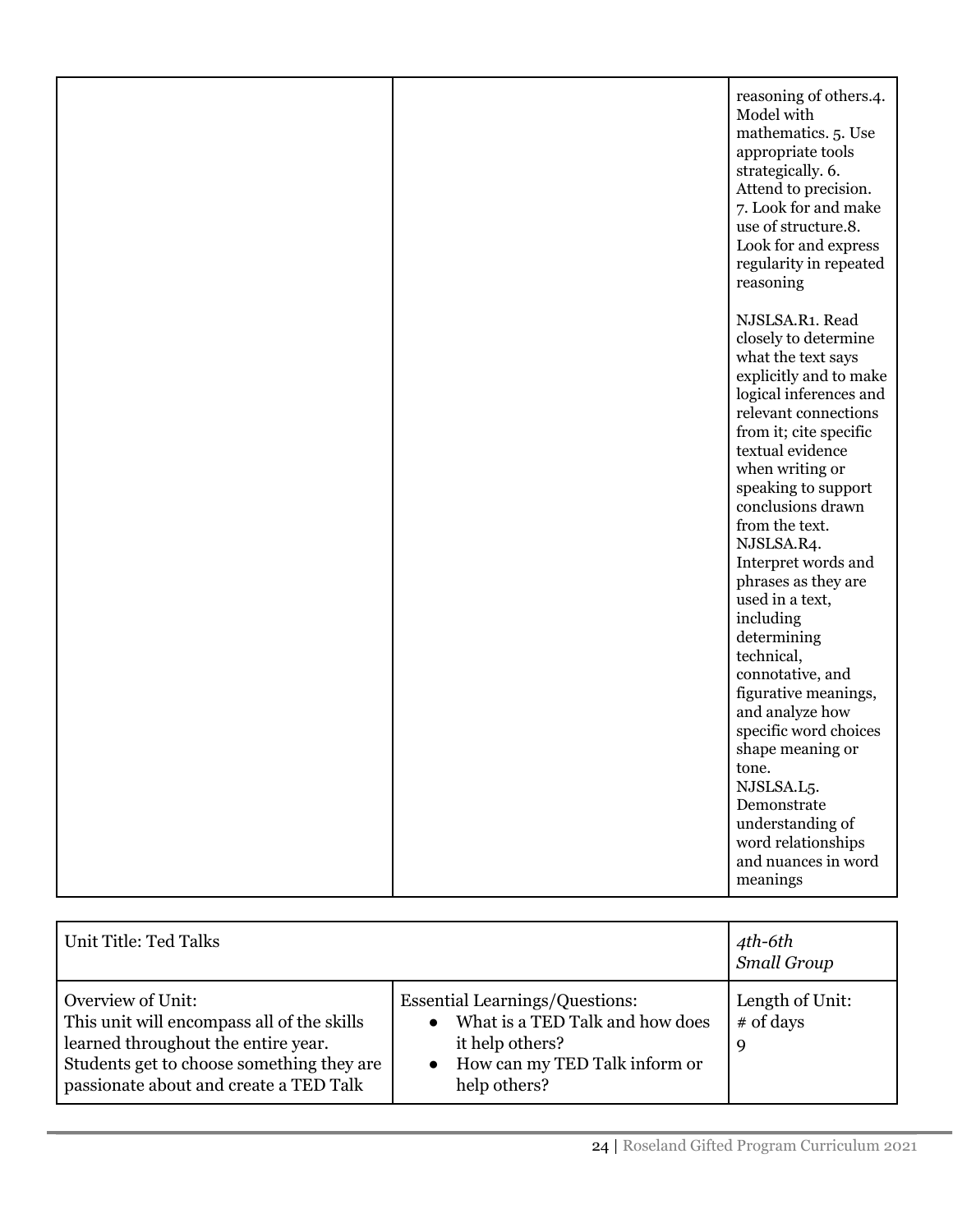| | | reasoning of others.4. Model with mathematics. 5. Use appropriate tools strategically. 6. Attend to precision. 7. Look for and make use of structure.8. Look for and express regularity in repeated reasoning<br><br>NJSLSA.R1. Read closely to determine what the text says explicitly and to make logical inferences and relevant connections from it; cite specific textual evidence when writing or speaking to support conclusions drawn from the text.<br>NJSLSA.R4. Interpret words and phrases as they are used in a text, including determining technical, connotative, and figurative meanings, and analyze how specific word choices shape meaning or tone.<br>NJSLSA.L5. Demonstrate understanding of word relationships and nuances in word meanings |
|---|---|---|

| Unit Title: Ted Talks | | *4th-6th*<br>*Small Group* |
|---|---|---|
| Overview of Unit:<br>This unit will encompass all of the skills learned throughout the entire year. Students get to choose something they are passionate about and create a TED Talk | Essential Learnings/Questions:<br>• What is a TED Talk and how does it help others?<br>• How can my TED Talk inform or help others? | Length of Unit:<br># of days<br>9 |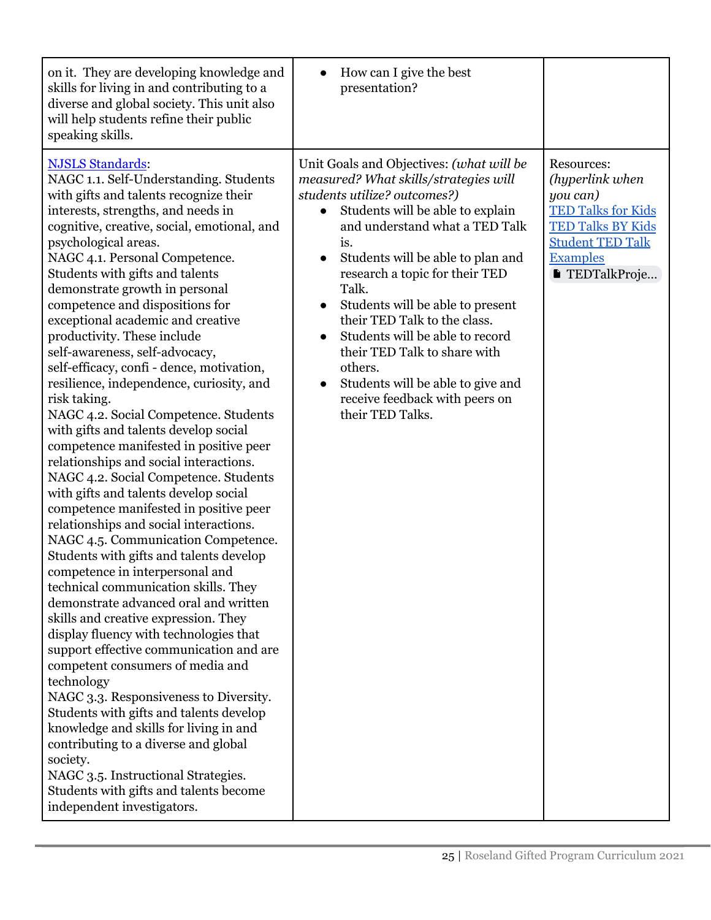| | | |
|---|---|---|
| on it. They are developing knowledge and skills for living in and contributing to a diverse and global society. This unit also will help students refine their public speaking skills. | • How can I give the best presentation? | |
| [NJSLS Standards](#):<br>NAGC 1.1. Self-Understanding. Students with gifts and talents recognize their interests, strengths, and needs in cognitive, creative, social, emotional, and psychological areas.<br>NAGC 4.1. Personal Competence. Students with gifts and talents demonstrate growth in personal competence and dispositions for exceptional academic and creative productivity. These include self-awareness, self-advocacy, self-efficacy, confi - dence, motivation, resilience, independence, curiosity, and risk taking.<br>NAGC 4.2. Social Competence. Students with gifts and talents develop social competence manifested in positive peer relationships and social interactions.<br>NAGC 4.2. Social Competence. Students with gifts and talents develop social competence manifested in positive peer relationships and social interactions.<br>NAGC 4.5. Communication Competence. Students with gifts and talents develop competence in interpersonal and technical communication skills. They demonstrate advanced oral and written skills and creative expression. They display fluency with technologies that support effective communication and are competent consumers of media and technology<br>NAGC 3.3. Responsiveness to Diversity. Students with gifts and talents develop knowledge and skills for living in and contributing to a diverse and global society.<br>NAGC 3.5. Instructional Strategies. Students with gifts and talents become independent investigators. | Unit Goals and Objectives: *(what will be measured? What skills/strategies will students utilize? outcomes?)*<br>• Students will be able to explain and understand what a TED Talk is.<br>• Students will be able to plan and research a topic for their TED Talk.<br>• Students will be able to present their TED Talk to the class.<br>• Students will be able to record their TED Talk to share with others.<br>• Students will be able to give and receive feedback with peers on their TED Talks. | Resources: *(hyperlink when you can)*<br>[TED Talks for Kids](#)<br>[TED Talks BY Kids](#)<br>[Student TED Talk Examples](#)<br>TEDTalkProje... |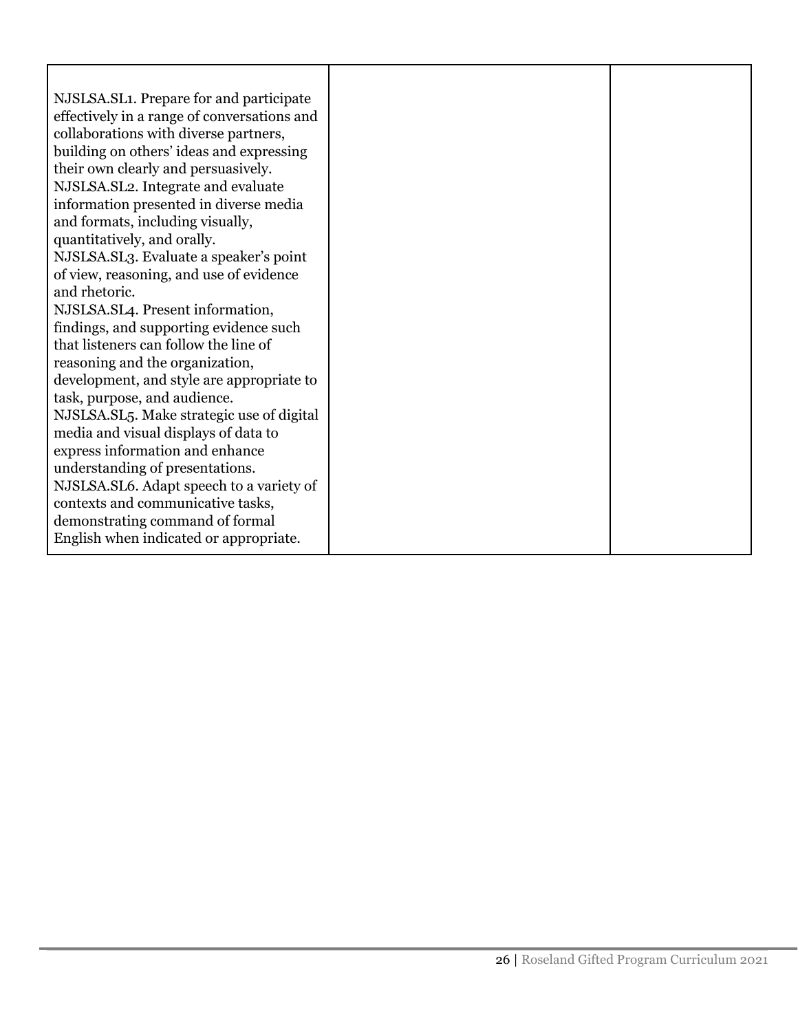| | | |
|---|---|---|
| NJSLSA.SL1. Prepare for and participate effectively in a range of conversations and collaborations with diverse partners, building on others' ideas and expressing their own clearly and persuasively.<br>NJSLSA.SL2. Integrate and evaluate information presented in diverse media and formats, including visually, quantitatively, and orally.<br>NJSLSA.SL3. Evaluate a speaker's point of view, reasoning, and use of evidence and rhetoric.<br>NJSLSA.SL4. Present information, findings, and supporting evidence such that listeners can follow the line of reasoning and the organization, development, and style are appropriate to task, purpose, and audience.<br>NJSLSA.SL5. Make strategic use of digital media and visual displays of data to express information and enhance understanding of presentations.<br>NJSLSA.SL6. Adapt speech to a variety of contexts and communicative tasks, demonstrating command of formal English when indicated or appropriate. | | |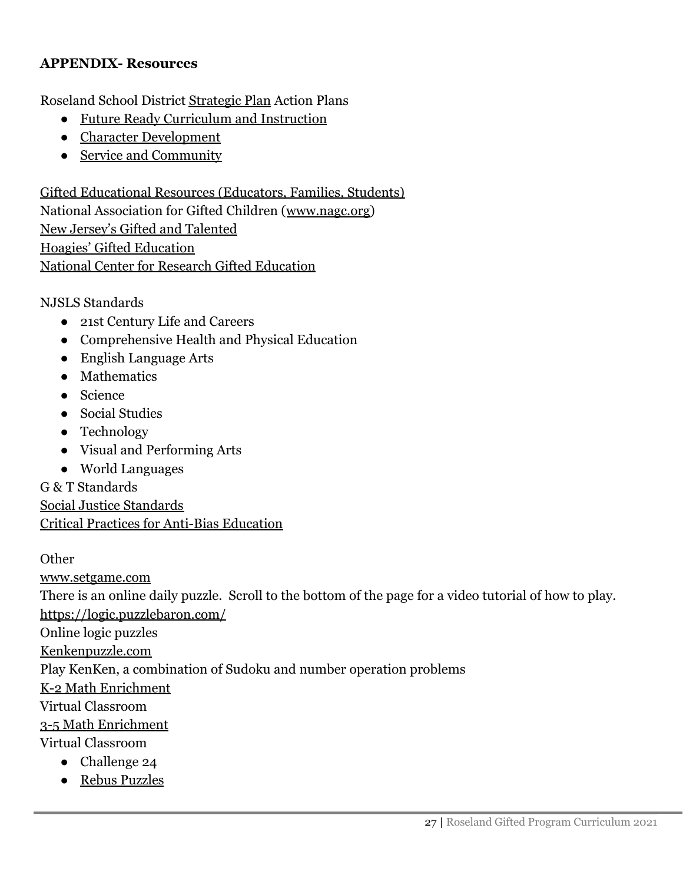**APPENDIX- Resources**

Roseland School District Strategic Plan Action Plans

- Future Ready Curriculum and Instruction
- Character Development
- Service and Community

Gifted Educational Resources (Educators, Families, Students)
National Association for Gifted Children (www.nagc.org)
New Jersey's Gifted and Talented
Hoagies' Gifted Education
National Center for Research Gifted Education

NJSLS Standards

- 21st Century Life and Careers
- Comprehensive Health and Physical Education
- English Language Arts
- Mathematics
- Science
- Social Studies
- Technology
- Visual and Performing Arts
- World Languages

G & T Standards
Social Justice Standards
Critical Practices for Anti-Bias Education

Other
www.setgame.com
There is an online daily puzzle. Scroll to the bottom of the page for a video tutorial of how to play.
https://logic.puzzlebaron.com/
Online logic puzzles
Kenkenpuzzle.com
Play KenKen, a combination of Sudoku and number operation problems
K-2 Math Enrichment
Virtual Classroom
3-5 Math Enrichment
Virtual Classroom

- Challenge 24
- Rebus Puzzles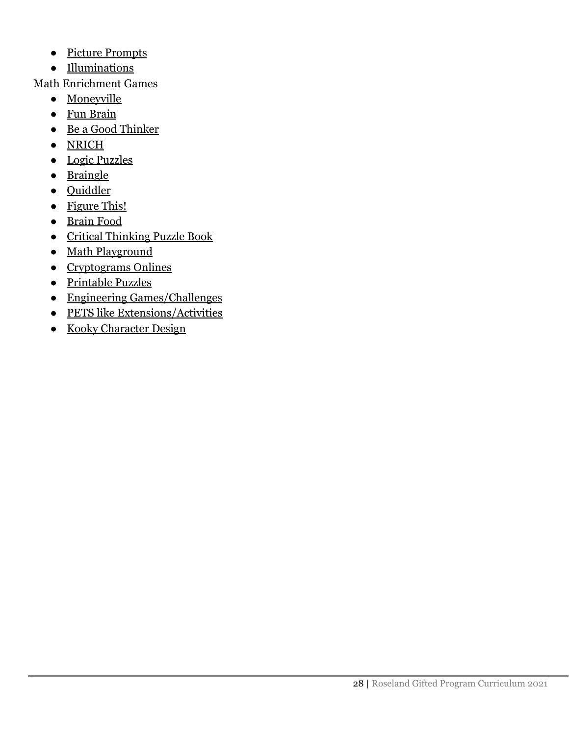- Picture Prompts
- Illuminations

Math Enrichment Games

- Moneyville
- Fun Brain
- Be a Good Thinker
- NRICH
- Logic Puzzles
- Braingle
- Quiddler
- Figure This!
- Brain Food
- Critical Thinking Puzzle Book
- Math Playground
- Cryptograms Onlines
- Printable Puzzles
- Engineering Games/Challenges
- PETS like Extensions/Activities
- Kooky Character Design